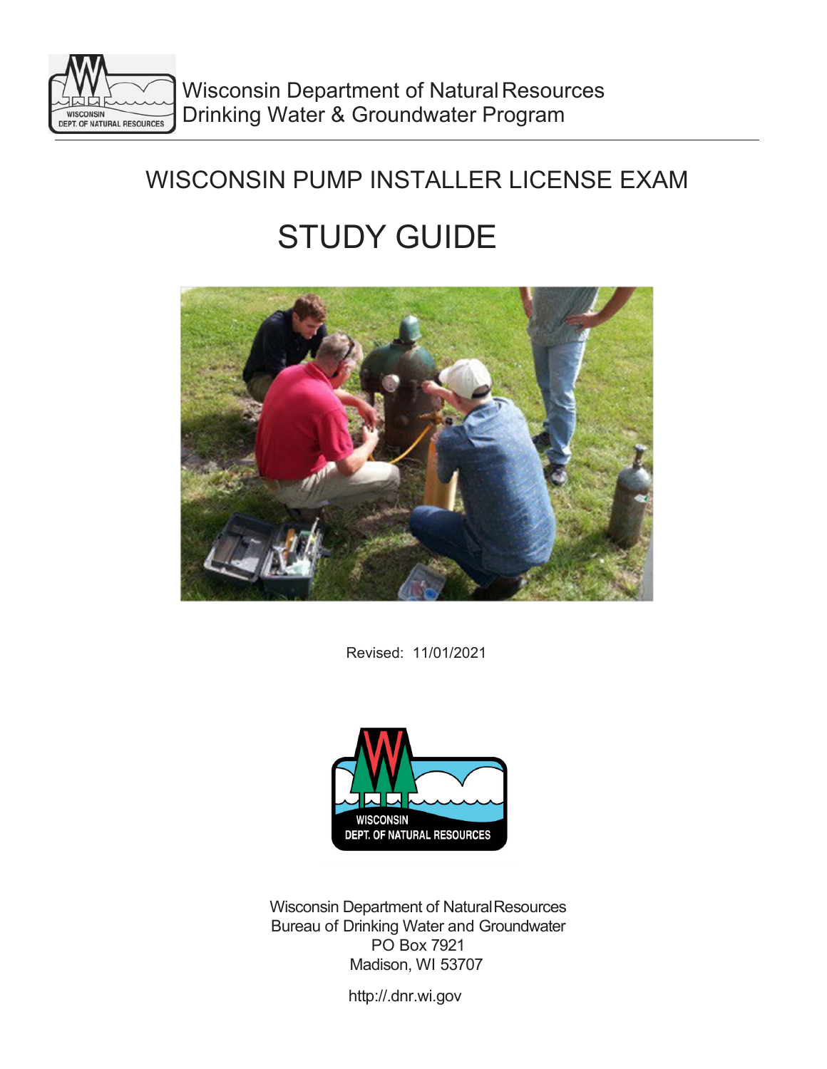Wisconsin Department of Natural Resources
Drinking Water & Groundwater Program

# WISCONSIN PUMP INSTALLER LICENSE EXAM

# STUDY GUIDE

Revised: 11/01/2021

Wisconsin Department of Natural Resources
Bureau of Drinking Water and Groundwater
PO Box 7921
Madison, WI 53707

http://.dnr.wi.gov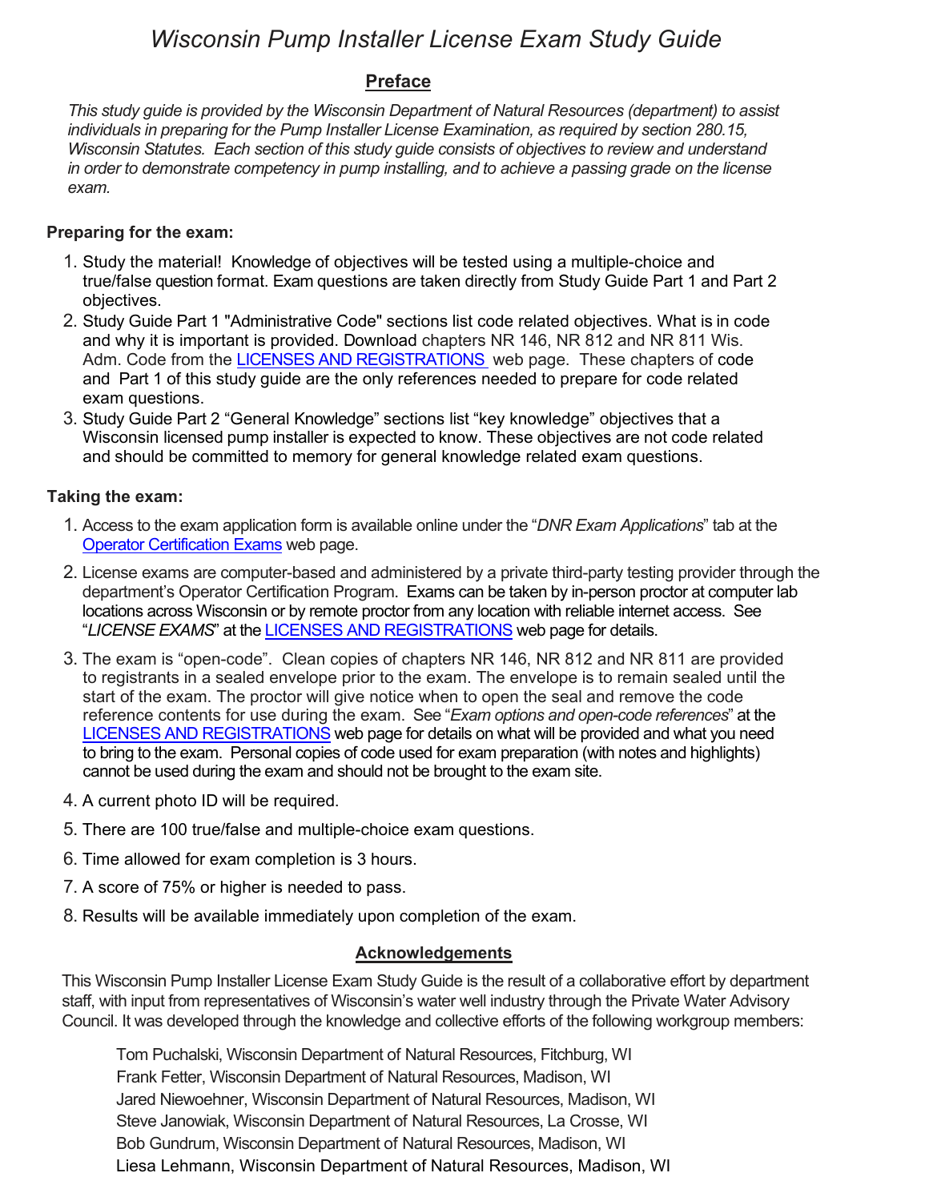# *Wisconsin Pump Installer License Exam Study Guide*

## Preface

*This study guide is provided by the Wisconsin Department of Natural Resources (department) to assist individuals in preparing for the Pump Installer License Examination, as required by section 280.15, Wisconsin Statutes. Each section of this study guide consists of objectives to review and understand in order to demonstrate competency in pump installing, and to achieve a passing grade on the license exam.*

**Preparing for the exam:**

1. Study the material! Knowledge of objectives will be tested using a multiple-choice and true/false question format. Exam questions are taken directly from Study Guide Part 1 and Part 2 objectives.
2. Study Guide Part 1 "Administrative Code" sections list code related objectives. What is in code and why it is important is provided. Download chapters NR 146, NR 812 and NR 811 Wis. Adm. Code from the LICENSES AND REGISTRATIONS web page. These chapters of code and Part 1 of this study guide are the only references needed to prepare for code related exam questions.
3. Study Guide Part 2 "General Knowledge" sections list "key knowledge" objectives that a Wisconsin licensed pump installer is expected to know. These objectives are not code related and should be committed to memory for general knowledge related exam questions.

**Taking the exam:**

1. Access to the exam application form is available online under the "*DNR Exam Applications*" tab at the Operator Certification Exams web page.
2. License exams are computer-based and administered by a private third-party testing provider through the department's Operator Certification Program. Exams can be taken by in-person proctor at computer lab locations across Wisconsin or by remote proctor from any location with reliable internet access. See "*LICENSE EXAMS*" at the LICENSES AND REGISTRATIONS web page for details.
3. The exam is "open-code". Clean copies of chapters NR 146, NR 812 and NR 811 are provided to registrants in a sealed envelope prior to the exam. The envelope is to remain sealed until the start of the exam. The proctor will give notice when to open the seal and remove the code reference contents for use during the exam. See "*Exam options and open-code references*" at the LICENSES AND REGISTRATIONS web page for details on what will be provided and what you need to bring to the exam. Personal copies of code used for exam preparation (with notes and highlights) cannot be used during the exam and should not be brought to the exam site.
4. A current photo ID will be required.
5. There are 100 true/false and multiple-choice exam questions.
6. Time allowed for exam completion is 3 hours.
7. A score of 75% or higher is needed to pass.
8. Results will be available immediately upon completion of the exam.

## Acknowledgements

This Wisconsin Pump Installer License Exam Study Guide is the result of a collaborative effort by department staff, with input from representatives of Wisconsin's water well industry through the Private Water Advisory Council. It was developed through the knowledge and collective efforts of the following workgroup members:

Tom Puchalski, Wisconsin Department of Natural Resources, Fitchburg, WI
Frank Fetter, Wisconsin Department of Natural Resources, Madison, WI
Jared Niewoehner, Wisconsin Department of Natural Resources, Madison, WI
Steve Janowiak, Wisconsin Department of Natural Resources, La Crosse, WI
Bob Gundrum, Wisconsin Department of Natural Resources, Madison, WI
Liesa Lehmann, Wisconsin Department of Natural Resources, Madison, WI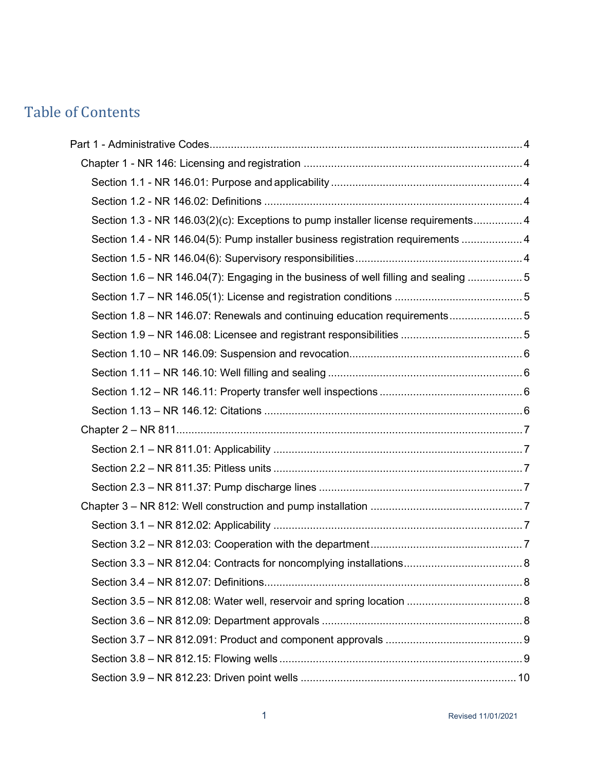# Table of Contents

- Part 1 - Administrative Codes ..... 4
  - Chapter 1 - NR 146: Licensing and registration ..... 4
    - Section 1.1 - NR 146.01: Purpose and applicability ..... 4
    - Section 1.2 - NR 146.02: Definitions ..... 4
    - Section 1.3 - NR 146.03(2)(c): Exceptions to pump installer license requirements ..... 4
    - Section 1.4 - NR 146.04(5): Pump installer business registration requirements ..... 4
    - Section 1.5 - NR 146.04(6): Supervisory responsibilities ..... 4
    - Section 1.6 – NR 146.04(7): Engaging in the business of well filling and sealing ..... 5
    - Section 1.7 – NR 146.05(1): License and registration conditions ..... 5
    - Section 1.8 – NR 146.07: Renewals and continuing education requirements ..... 5
    - Section 1.9 – NR 146.08: Licensee and registrant responsibilities ..... 5
    - Section 1.10 – NR 146.09: Suspension and revocation ..... 6
    - Section 1.11 – NR 146.10: Well filling and sealing ..... 6
    - Section 1.12 – NR 146.11: Property transfer well inspections ..... 6
    - Section 1.13 – NR 146.12: Citations ..... 6
  - Chapter 2 – NR 811 ..... 7
    - Section 2.1 – NR 811.01: Applicability ..... 7
    - Section 2.2 – NR 811.35: Pitless units ..... 7
    - Section 2.3 – NR 811.37: Pump discharge lines ..... 7
  - Chapter 3 – NR 812: Well construction and pump installation ..... 7
    - Section 3.1 – NR 812.02: Applicability ..... 7
    - Section 3.2 – NR 812.03: Cooperation with the department ..... 7
    - Section 3.3 – NR 812.04: Contracts for noncomplying installations ..... 8
    - Section 3.4 – NR 812.07: Definitions ..... 8
    - Section 3.5 – NR 812.08: Water well, reservoir and spring location ..... 8
    - Section 3.6 – NR 812.09: Department approvals ..... 8
    - Section 3.7 – NR 812.091: Product and component approvals ..... 9
    - Section 3.8 – NR 812.15: Flowing wells ..... 9
    - Section 3.9 – NR 812.23: Driven point wells ..... 10

Revised 11/01/2021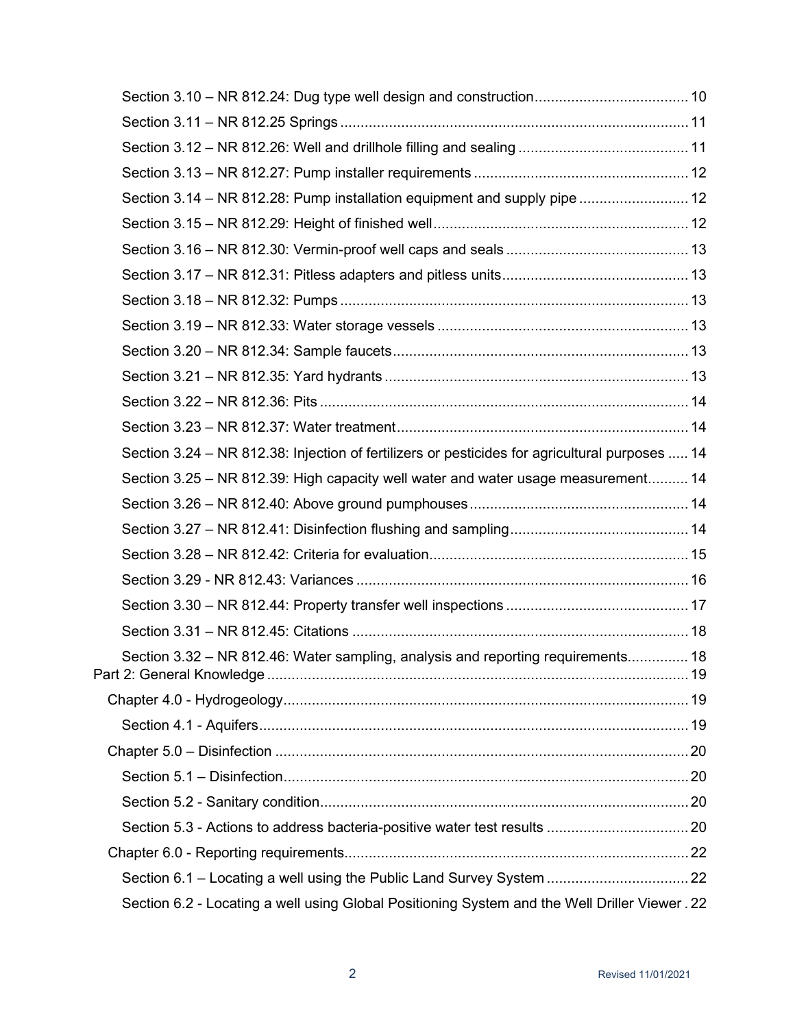- Section 3.10 – NR 812.24: Dug type well design and construction ..... 10
- Section 3.11 – NR 812.25 Springs ..... 11
- Section 3.12 – NR 812.26: Well and drillhole filling and sealing ..... 11
- Section 3.13 – NR 812.27: Pump installer requirements ..... 12
- Section 3.14 – NR 812.28: Pump installation equipment and supply pipe ..... 12
- Section 3.15 – NR 812.29: Height of finished well ..... 12
- Section 3.16 – NR 812.30: Vermin-proof well caps and seals ..... 13
- Section 3.17 – NR 812.31: Pitless adapters and pitless units ..... 13
- Section 3.18 – NR 812.32: Pumps ..... 13
- Section 3.19 – NR 812.33: Water storage vessels ..... 13
- Section 3.20 – NR 812.34: Sample faucets ..... 13
- Section 3.21 – NR 812.35: Yard hydrants ..... 13
- Section 3.22 – NR 812.36: Pits ..... 14
- Section 3.23 – NR 812.37: Water treatment ..... 14
- Section 3.24 – NR 812.38: Injection of fertilizers or pesticides for agricultural purposes ..... 14
- Section 3.25 – NR 812.39: High capacity well water and water usage measurement ..... 14
- Section 3.26 – NR 812.40: Above ground pumphouses ..... 14
- Section 3.27 – NR 812.41: Disinfection flushing and sampling ..... 14
- Section 3.28 – NR 812.42: Criteria for evaluation ..... 15
- Section 3.29 - NR 812.43: Variances ..... 16
- Section 3.30 – NR 812.44: Property transfer well inspections ..... 17
- Section 3.31 – NR 812.45: Citations ..... 18
- Section 3.32 – NR 812.46: Water sampling, analysis and reporting requirements ..... 18

Part 2: General Knowledge ..... 19

- Chapter 4.0 - Hydrogeology ..... 19
  - Section 4.1 - Aquifers ..... 19
- Chapter 5.0 – Disinfection ..... 20
  - Section 5.1 – Disinfection ..... 20
  - Section 5.2 - Sanitary condition ..... 20
  - Section 5.3 - Actions to address bacteria-positive water test results ..... 20
- Chapter 6.0 - Reporting requirements ..... 22
  - Section 6.1 – Locating a well using the Public Land Survey System ..... 22
  - Section 6.2 - Locating a well using Global Positioning System and the Well Driller Viewer ..... 22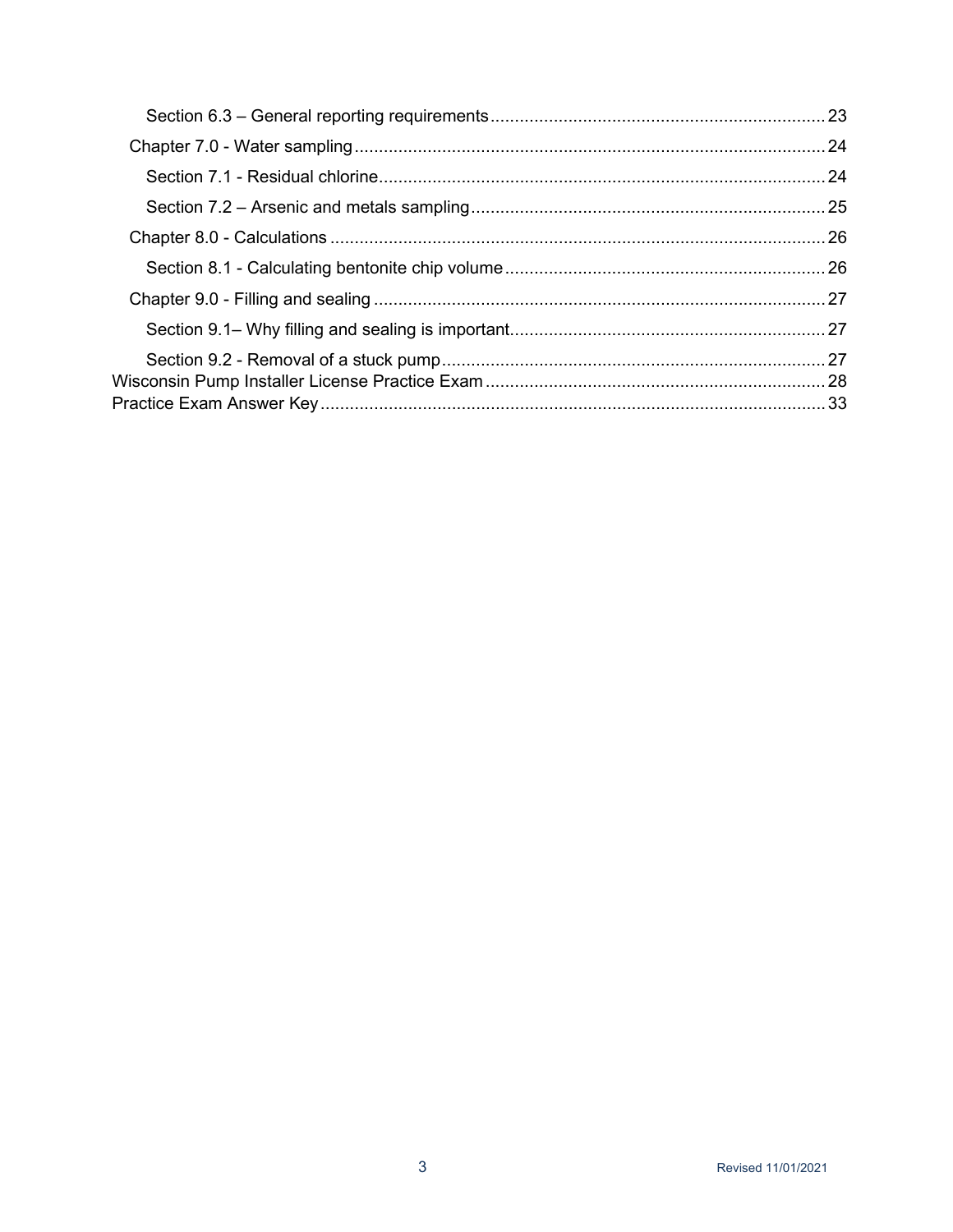- Section 6.3 – General reporting requirements ..... 23
- Chapter 7.0 - Water sampling ..... 24
  - Section 7.1 - Residual chlorine ..... 24
  - Section 7.2 – Arsenic and metals sampling ..... 25
- Chapter 8.0 - Calculations ..... 26
  - Section 8.1 - Calculating bentonite chip volume ..... 26
- Chapter 9.0 - Filling and sealing ..... 27
  - Section 9.1– Why filling and sealing is important ..... 27
  - Section 9.2 - Removal of a stuck pump ..... 27

Wisconsin Pump Installer License Practice Exam ..... 28

Practice Exam Answer Key ..... 33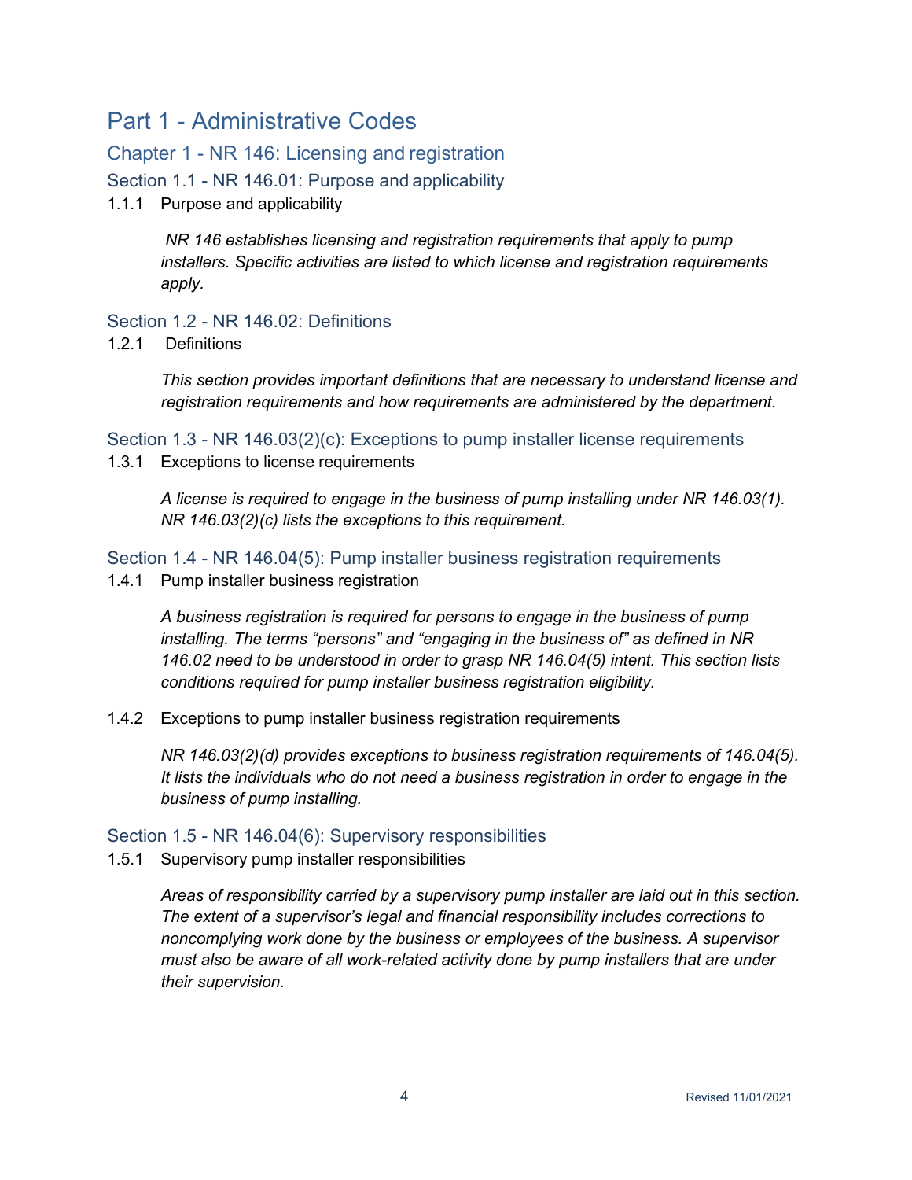# Part 1 - Administrative Codes

## Chapter 1 - NR 146: Licensing and registration

### Section 1.1 - NR 146.01: Purpose and applicability

1.1.1 Purpose and applicability

*NR 146 establishes licensing and registration requirements that apply to pump installers. Specific activities are listed to which license and registration requirements apply.*

### Section 1.2 - NR 146.02: Definitions

1.2.1 Definitions

*This section provides important definitions that are necessary to understand license and registration requirements and how requirements are administered by the department.*

### Section 1.3 - NR 146.03(2)(c): Exceptions to pump installer license requirements

1.3.1 Exceptions to license requirements

*A license is required to engage in the business of pump installing under NR 146.03(1). NR 146.03(2)(c) lists the exceptions to this requirement.*

### Section 1.4 - NR 146.04(5): Pump installer business registration requirements

1.4.1 Pump installer business registration

*A business registration is required for persons to engage in the business of pump installing. The terms "persons" and "engaging in the business of" as defined in NR 146.02 need to be understood in order to grasp NR 146.04(5) intent. This section lists conditions required for pump installer business registration eligibility.*

1.4.2 Exceptions to pump installer business registration requirements

*NR 146.03(2)(d) provides exceptions to business registration requirements of 146.04(5). It lists the individuals who do not need a business registration in order to engage in the business of pump installing.*

### Section 1.5 - NR 146.04(6): Supervisory responsibilities

1.5.1 Supervisory pump installer responsibilities

*Areas of responsibility carried by a supervisory pump installer are laid out in this section. The extent of a supervisor's legal and financial responsibility includes corrections to noncomplying work done by the business or employees of the business. A supervisor must also be aware of all work-related activity done by pump installers that are under their supervision.*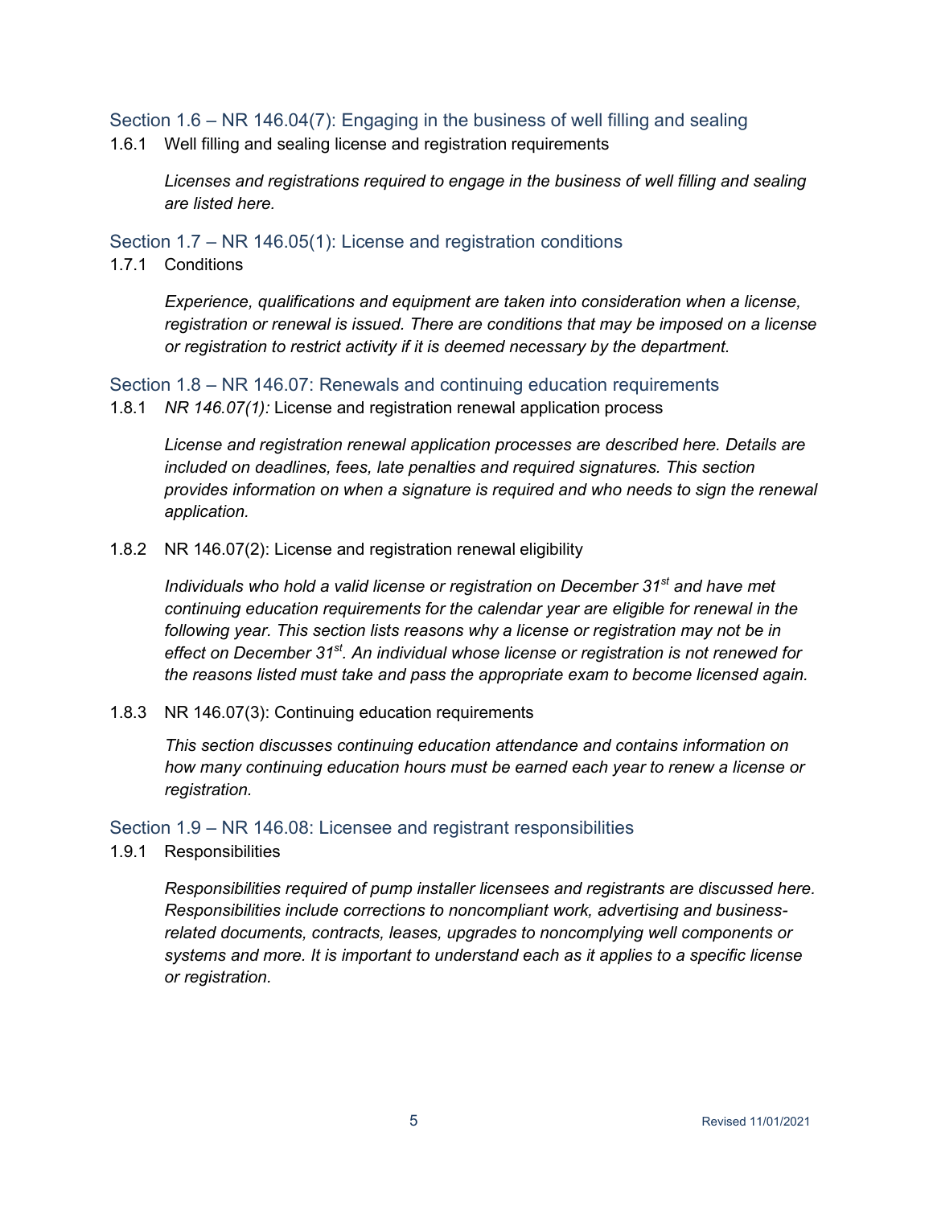## Section 1.6 – NR 146.04(7): Engaging in the business of well filling and sealing

1.6.1 Well filling and sealing license and registration requirements

*Licenses and registrations required to engage in the business of well filling and sealing are listed here.*

## Section 1.7 – NR 146.05(1): License and registration conditions

1.7.1 Conditions

*Experience, qualifications and equipment are taken into consideration when a license, registration or renewal is issued. There are conditions that may be imposed on a license or registration to restrict activity if it is deemed necessary by the department.*

## Section 1.8 – NR 146.07: Renewals and continuing education requirements

1.8.1 *NR 146.07(1):* License and registration renewal application process

*License and registration renewal application processes are described here. Details are included on deadlines, fees, late penalties and required signatures. This section provides information on when a signature is required and who needs to sign the renewal application.*

1.8.2 NR 146.07(2): License and registration renewal eligibility

*Individuals who hold a valid license or registration on December 31st and have met continuing education requirements for the calendar year are eligible for renewal in the following year. This section lists reasons why a license or registration may not be in effect on December 31st. An individual whose license or registration is not renewed for the reasons listed must take and pass the appropriate exam to become licensed again.*

1.8.3 NR 146.07(3): Continuing education requirements

*This section discusses continuing education attendance and contains information on how many continuing education hours must be earned each year to renew a license or registration.*

## Section 1.9 – NR 146.08: Licensee and registrant responsibilities

1.9.1 Responsibilities

*Responsibilities required of pump installer licensees and registrants are discussed here. Responsibilities include corrections to noncompliant work, advertising and business-related documents, contracts, leases, upgrades to noncomplying well components or systems and more. It is important to understand each as it applies to a specific license or registration.*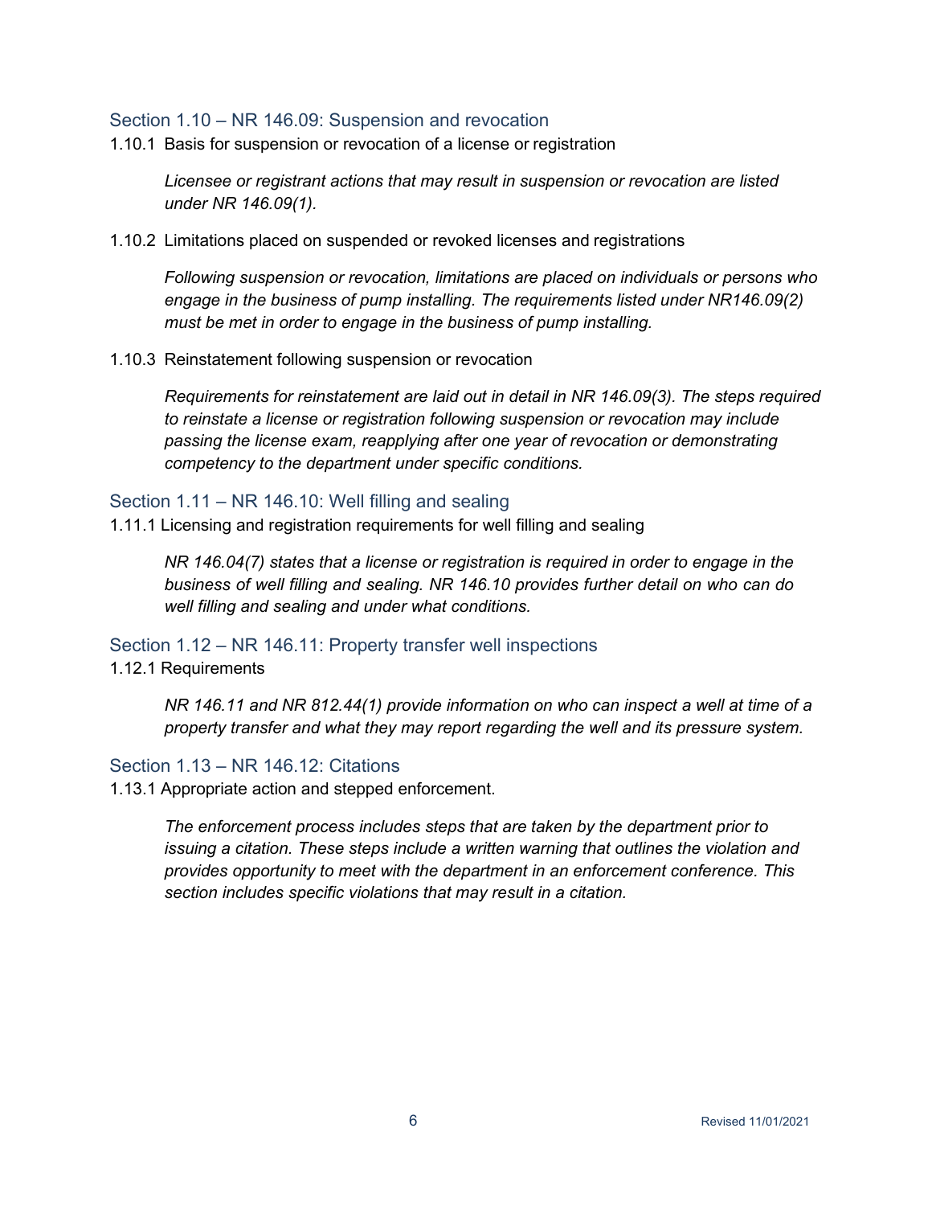## Section 1.10 – NR 146.09: Suspension and revocation

1.10.1 Basis for suspension or revocation of a license or registration

*Licensee or registrant actions that may result in suspension or revocation are listed under NR 146.09(1).*

1.10.2 Limitations placed on suspended or revoked licenses and registrations

*Following suspension or revocation, limitations are placed on individuals or persons who engage in the business of pump installing. The requirements listed under NR146.09(2) must be met in order to engage in the business of pump installing.*

1.10.3 Reinstatement following suspension or revocation

*Requirements for reinstatement are laid out in detail in NR 146.09(3). The steps required to reinstate a license or registration following suspension or revocation may include passing the license exam, reapplying after one year of revocation or demonstrating competency to the department under specific conditions.*

## Section 1.11 – NR 146.10: Well filling and sealing

1.11.1 Licensing and registration requirements for well filling and sealing

*NR 146.04(7) states that a license or registration is required in order to engage in the business of well filling and sealing. NR 146.10 provides further detail on who can do well filling and sealing and under what conditions.*

## Section 1.12 – NR 146.11: Property transfer well inspections

1.12.1 Requirements

*NR 146.11 and NR 812.44(1) provide information on who can inspect a well at time of a property transfer and what they may report regarding the well and its pressure system.*

## Section 1.13 – NR 146.12: Citations

1.13.1 Appropriate action and stepped enforcement.

*The enforcement process includes steps that are taken by the department prior to issuing a citation. These steps include a written warning that outlines the violation and provides opportunity to meet with the department in an enforcement conference. This section includes specific violations that may result in a citation.*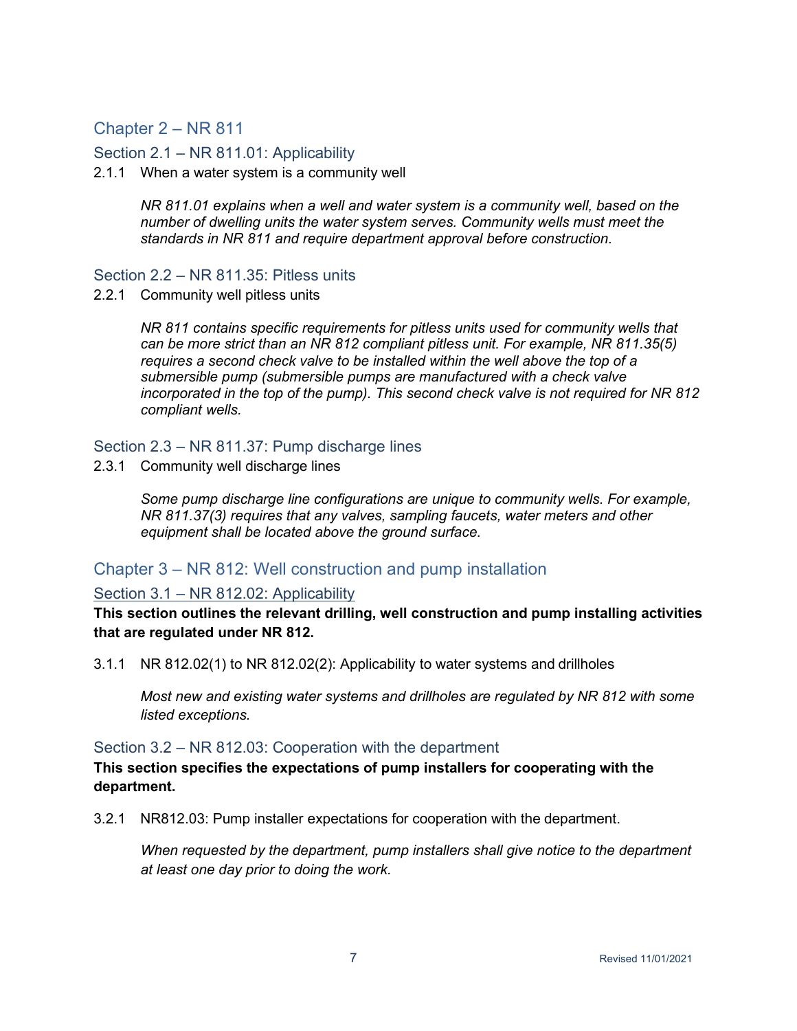## Chapter 2 – NR 811

### Section 2.1 – NR 811.01: Applicability

2.1.1 When a water system is a community well

*NR 811.01 explains when a well and water system is a community well, based on the number of dwelling units the water system serves. Community wells must meet the standards in NR 811 and require department approval before construction.*

### Section 2.2 – NR 811.35: Pitless units

2.2.1 Community well pitless units

*NR 811 contains specific requirements for pitless units used for community wells that can be more strict than an NR 812 compliant pitless unit. For example, NR 811.35(5) requires a second check valve to be installed within the well above the top of a submersible pump (submersible pumps are manufactured with a check valve incorporated in the top of the pump). This second check valve is not required for NR 812 compliant wells.*

### Section 2.3 – NR 811.37: Pump discharge lines

2.3.1 Community well discharge lines

*Some pump discharge line configurations are unique to community wells. For example, NR 811.37(3) requires that any valves, sampling faucets, water meters and other equipment shall be located above the ground surface.*

## Chapter 3 – NR 812: Well construction and pump installation

### Section 3.1 – NR 812.02: Applicability

**This section outlines the relevant drilling, well construction and pump installing activities that are regulated under NR 812.**

3.1.1 NR 812.02(1) to NR 812.02(2): Applicability to water systems and drillholes

*Most new and existing water systems and drillholes are regulated by NR 812 with some listed exceptions.*

### Section 3.2 – NR 812.03: Cooperation with the department

**This section specifies the expectations of pump installers for cooperating with the department.**

3.2.1 NR812.03: Pump installer expectations for cooperation with the department.

*When requested by the department, pump installers shall give notice to the department at least one day prior to doing the work.*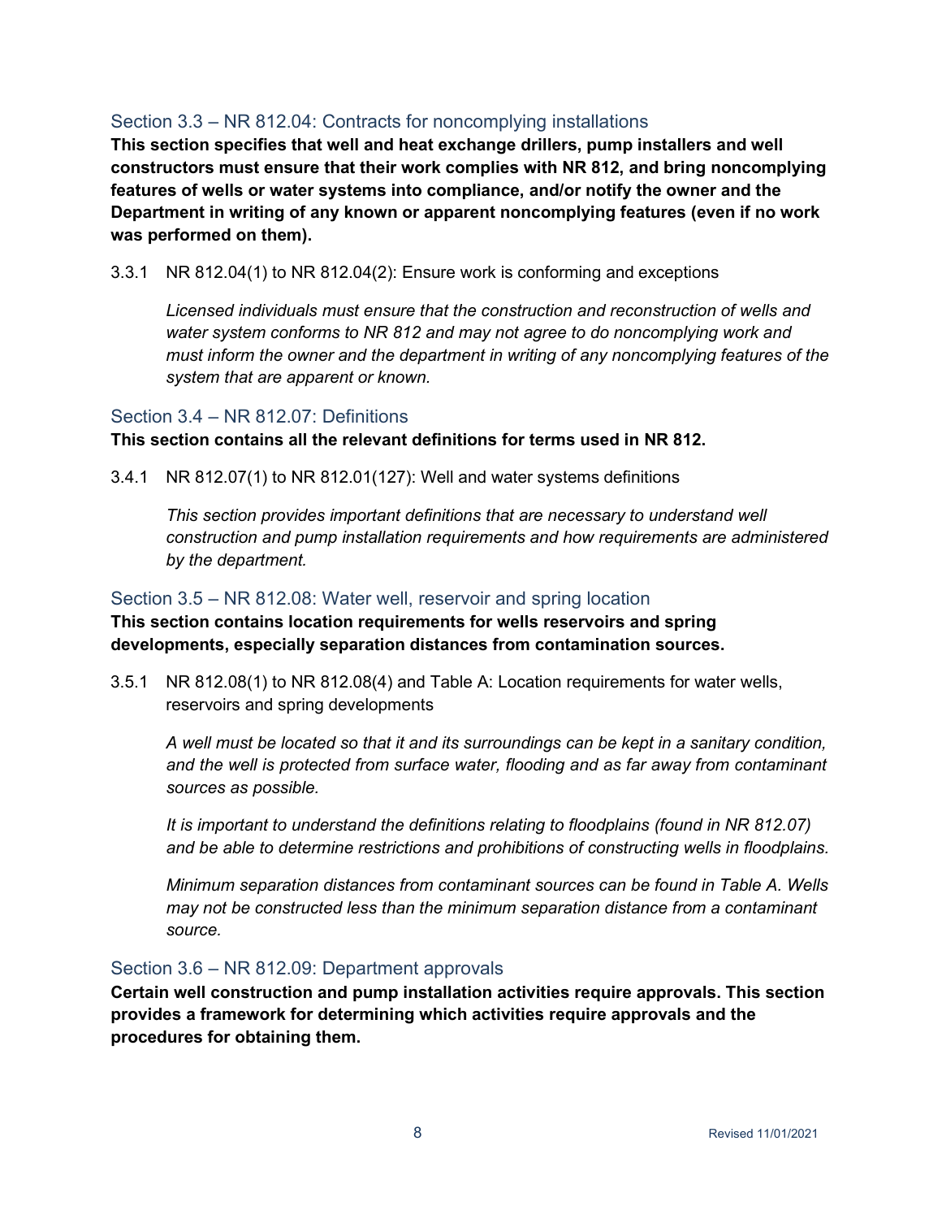## Section 3.3 – NR 812.04: Contracts for noncomplying installations

**This section specifies that well and heat exchange drillers, pump installers and well constructors must ensure that their work complies with NR 812, and bring noncomplying features of wells or water systems into compliance, and/or notify the owner and the Department in writing of any known or apparent noncomplying features (even if no work was performed on them).**

3.3.1 NR 812.04(1) to NR 812.04(2): Ensure work is conforming and exceptions

*Licensed individuals must ensure that the construction and reconstruction of wells and water system conforms to NR 812 and may not agree to do noncomplying work and must inform the owner and the department in writing of any noncomplying features of the system that are apparent or known.*

## Section 3.4 – NR 812.07: Definitions

**This section contains all the relevant definitions for terms used in NR 812.**

3.4.1 NR 812.07(1) to NR 812.01(127): Well and water systems definitions

*This section provides important definitions that are necessary to understand well construction and pump installation requirements and how requirements are administered by the department.*

## Section 3.5 – NR 812.08: Water well, reservoir and spring location

**This section contains location requirements for wells reservoirs and spring developments, especially separation distances from contamination sources.**

3.5.1 NR 812.08(1) to NR 812.08(4) and Table A: Location requirements for water wells, reservoirs and spring developments

*A well must be located so that it and its surroundings can be kept in a sanitary condition, and the well is protected from surface water, flooding and as far away from contaminant sources as possible.*

*It is important to understand the definitions relating to floodplains (found in NR 812.07) and be able to determine restrictions and prohibitions of constructing wells in floodplains.*

*Minimum separation distances from contaminant sources can be found in Table A. Wells may not be constructed less than the minimum separation distance from a contaminant source.*

## Section 3.6 – NR 812.09: Department approvals

**Certain well construction and pump installation activities require approvals. This section provides a framework for determining which activities require approvals and the procedures for obtaining them.**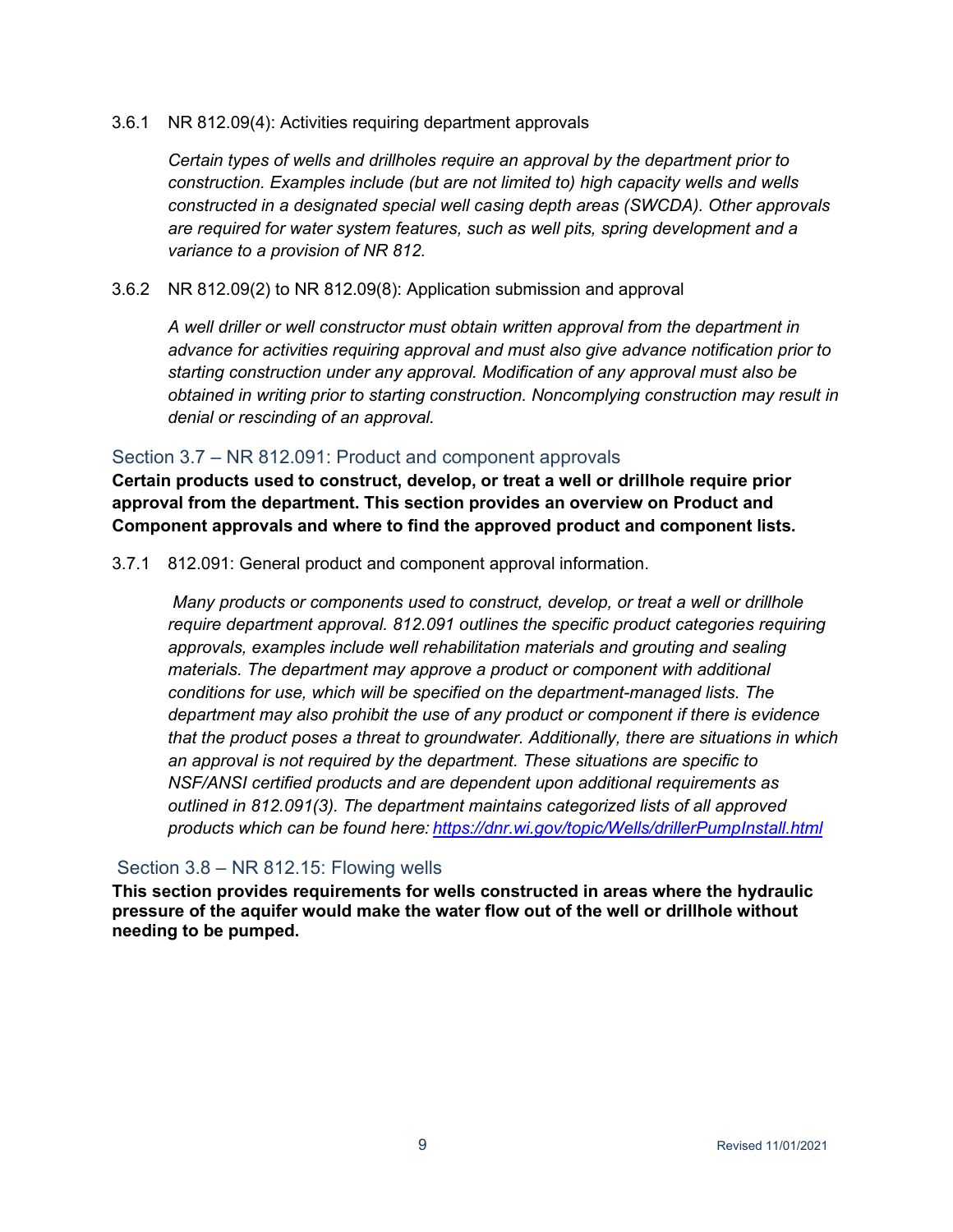3.6.1 NR 812.09(4): Activities requiring department approvals

*Certain types of wells and drillholes require an approval by the department prior to construction. Examples include (but are not limited to) high capacity wells and wells constructed in a designated special well casing depth areas (SWCDA). Other approvals are required for water system features, such as well pits, spring development and a variance to a provision of NR 812.*

3.6.2 NR 812.09(2) to NR 812.09(8): Application submission and approval

*A well driller or well constructor must obtain written approval from the department in advance for activities requiring approval and must also give advance notification prior to starting construction under any approval. Modification of any approval must also be obtained in writing prior to starting construction. Noncomplying construction may result in denial or rescinding of an approval.*

## Section 3.7 – NR 812.091: Product and component approvals

**Certain products used to construct, develop, or treat a well or drillhole require prior approval from the department. This section provides an overview on Product and Component approvals and where to find the approved product and component lists.**

3.7.1 812.091: General product and component approval information.

*Many products or components used to construct, develop, or treat a well or drillhole require department approval. 812.091 outlines the specific product categories requiring approvals, examples include well rehabilitation materials and grouting and sealing materials. The department may approve a product or component with additional conditions for use, which will be specified on the department-managed lists. The department may also prohibit the use of any product or component if there is evidence that the product poses a threat to groundwater. Additionally, there are situations in which an approval is not required by the department. These situations are specific to NSF/ANSI certified products and are dependent upon additional requirements as outlined in 812.091(3). The department maintains categorized lists of all approved products which can be found here: [https://dnr.wi.gov/topic/Wells/drillerPumpInstall.html](https://dnr.wi.gov/topic/Wells/drillerPumpInstall.html)*

## Section 3.8 – NR 812.15: Flowing wells

**This section provides requirements for wells constructed in areas where the hydraulic pressure of the aquifer would make the water flow out of the well or drillhole without needing to be pumped.**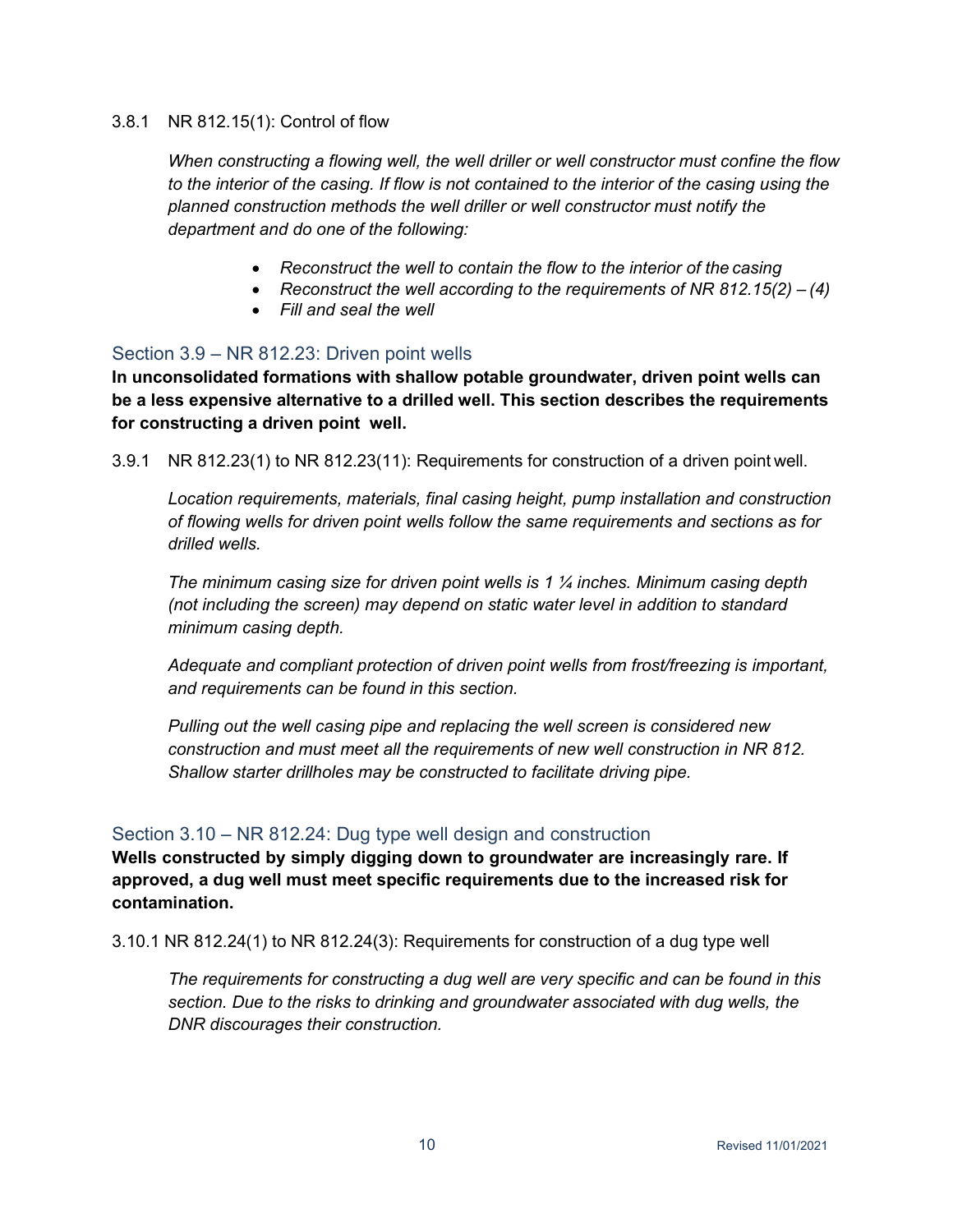3.8.1 NR 812.15(1): Control of flow

*When constructing a flowing well, the well driller or well constructor must confine the flow to the interior of the casing. If flow is not contained to the interior of the casing using the planned construction methods the well driller or well constructor must notify the department and do one of the following:*

- *Reconstruct the well to contain the flow to the interior of the casing*
- *Reconstruct the well according to the requirements of NR 812.15(2) – (4)*
- *Fill and seal the well*

## Section 3.9 – NR 812.23: Driven point wells

**In unconsolidated formations with shallow potable groundwater, driven point wells can be a less expensive alternative to a drilled well. This section describes the requirements for constructing a driven point well.**

3.9.1 NR 812.23(1) to NR 812.23(11): Requirements for construction of a driven point well.

*Location requirements, materials, final casing height, pump installation and construction of flowing wells for driven point wells follow the same requirements and sections as for drilled wells.*

*The minimum casing size for driven point wells is 1 ¼ inches. Minimum casing depth (not including the screen) may depend on static water level in addition to standard minimum casing depth.*

*Adequate and compliant protection of driven point wells from frost/freezing is important, and requirements can be found in this section.*

*Pulling out the well casing pipe and replacing the well screen is considered new construction and must meet all the requirements of new well construction in NR 812. Shallow starter drillholes may be constructed to facilitate driving pipe.*

## Section 3.10 – NR 812.24: Dug type well design and construction

**Wells constructed by simply digging down to groundwater are increasingly rare. If approved, a dug well must meet specific requirements due to the increased risk for contamination.**

3.10.1 NR 812.24(1) to NR 812.24(3): Requirements for construction of a dug type well

*The requirements for constructing a dug well are very specific and can be found in this section. Due to the risks to drinking and groundwater associated with dug wells, the DNR discourages their construction.*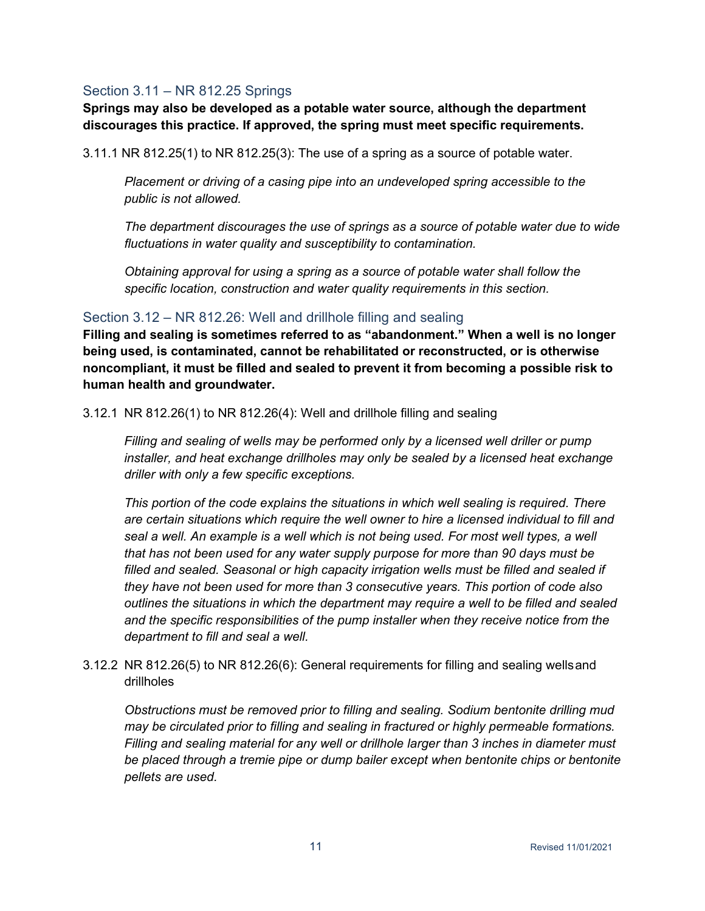## Section 3.11 – NR 812.25 Springs

**Springs may also be developed as a potable water source, although the department discourages this practice. If approved, the spring must meet specific requirements.**

3.11.1 NR 812.25(1) to NR 812.25(3): The use of a spring as a source of potable water.

*Placement or driving of a casing pipe into an undeveloped spring accessible to the public is not allowed.*

*The department discourages the use of springs as a source of potable water due to wide fluctuations in water quality and susceptibility to contamination.*

*Obtaining approval for using a spring as a source of potable water shall follow the specific location, construction and water quality requirements in this section.*

## Section 3.12 – NR 812.26: Well and drillhole filling and sealing

**Filling and sealing is sometimes referred to as "abandonment." When a well is no longer being used, is contaminated, cannot be rehabilitated or reconstructed, or is otherwise noncompliant, it must be filled and sealed to prevent it from becoming a possible risk to human health and groundwater.**

3.12.1 NR 812.26(1) to NR 812.26(4): Well and drillhole filling and sealing

*Filling and sealing of wells may be performed only by a licensed well driller or pump installer, and heat exchange drillholes may only be sealed by a licensed heat exchange driller with only a few specific exceptions.*

*This portion of the code explains the situations in which well sealing is required. There are certain situations which require the well owner to hire a licensed individual to fill and seal a well. An example is a well which is not being used. For most well types, a well that has not been used for any water supply purpose for more than 90 days must be filled and sealed. Seasonal or high capacity irrigation wells must be filled and sealed if they have not been used for more than 3 consecutive years. This portion of code also outlines the situations in which the department may require a well to be filled and sealed and the specific responsibilities of the pump installer when they receive notice from the department to fill and seal a well.*

3.12.2 NR 812.26(5) to NR 812.26(6): General requirements for filling and sealing wells and drillholes

*Obstructions must be removed prior to filling and sealing. Sodium bentonite drilling mud may be circulated prior to filling and sealing in fractured or highly permeable formations. Filling and sealing material for any well or drillhole larger than 3 inches in diameter must be placed through a tremie pipe or dump bailer except when bentonite chips or bentonite pellets are used.*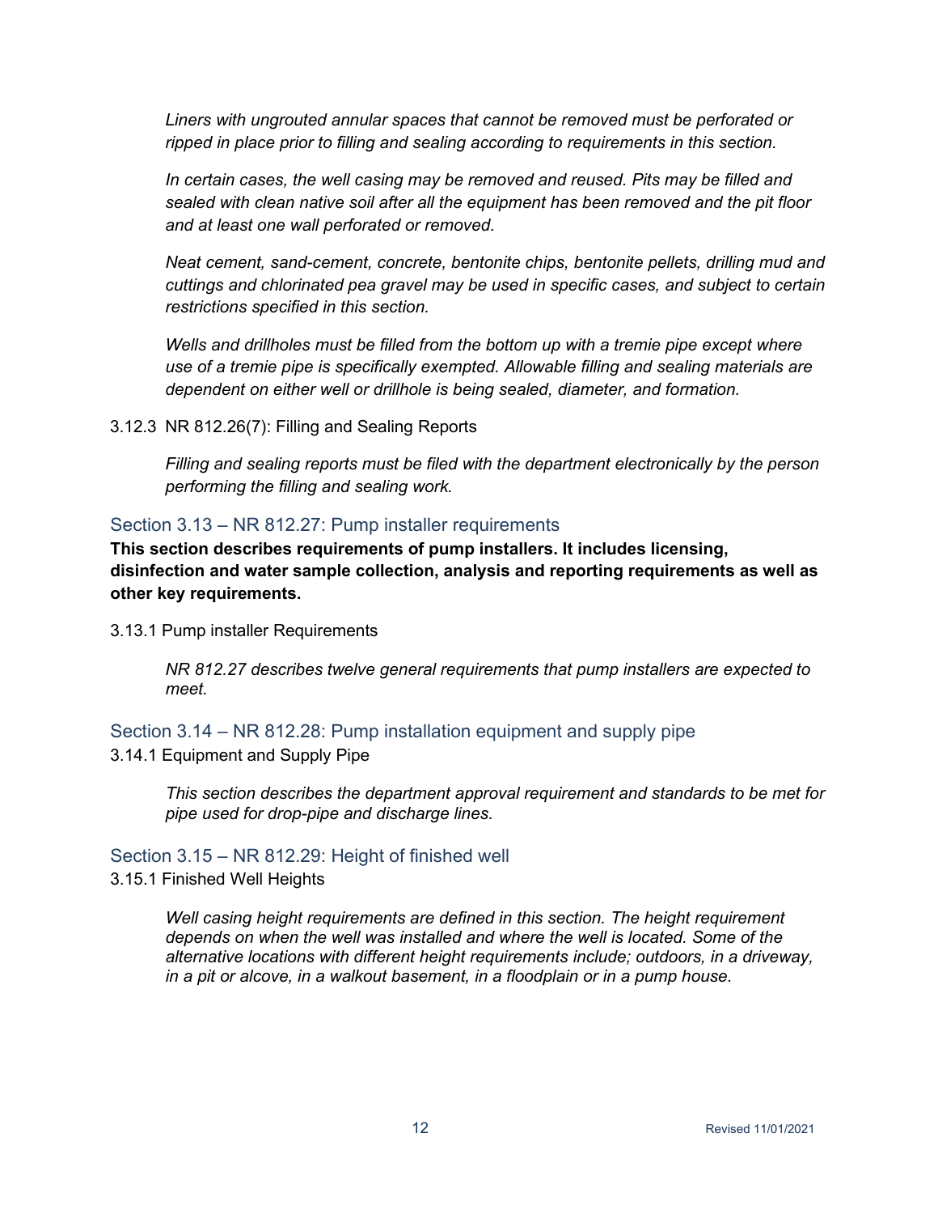*Liners with ungrouted annular spaces that cannot be removed must be perforated or ripped in place prior to filling and sealing according to requirements in this section.*

*In certain cases, the well casing may be removed and reused. Pits may be filled and sealed with clean native soil after all the equipment has been removed and the pit floor and at least one wall perforated or removed.*

*Neat cement, sand-cement, concrete, bentonite chips, bentonite pellets, drilling mud and cuttings and chlorinated pea gravel may be used in specific cases, and subject to certain restrictions specified in this section.*

*Wells and drillholes must be filled from the bottom up with a tremie pipe except where use of a tremie pipe is specifically exempted. Allowable filling and sealing materials are dependent on either well or drillhole is being sealed, diameter, and formation.*

3.12.3 NR 812.26(7): Filling and Sealing Reports

*Filling and sealing reports must be filed with the department electronically by the person performing the filling and sealing work.*

## Section 3.13 – NR 812.27: Pump installer requirements

**This section describes requirements of pump installers. It includes licensing, disinfection and water sample collection, analysis and reporting requirements as well as other key requirements.**

3.13.1 Pump installer Requirements

*NR 812.27 describes twelve general requirements that pump installers are expected to meet.*

## Section 3.14 – NR 812.28: Pump installation equipment and supply pipe

3.14.1 Equipment and Supply Pipe

*This section describes the department approval requirement and standards to be met for pipe used for drop-pipe and discharge lines.*

## Section 3.15 – NR 812.29: Height of finished well

3.15.1 Finished Well Heights

*Well casing height requirements are defined in this section. The height requirement depends on when the well was installed and where the well is located. Some of the alternative locations with different height requirements include; outdoors, in a driveway, in a pit or alcove, in a walkout basement, in a floodplain or in a pump house.*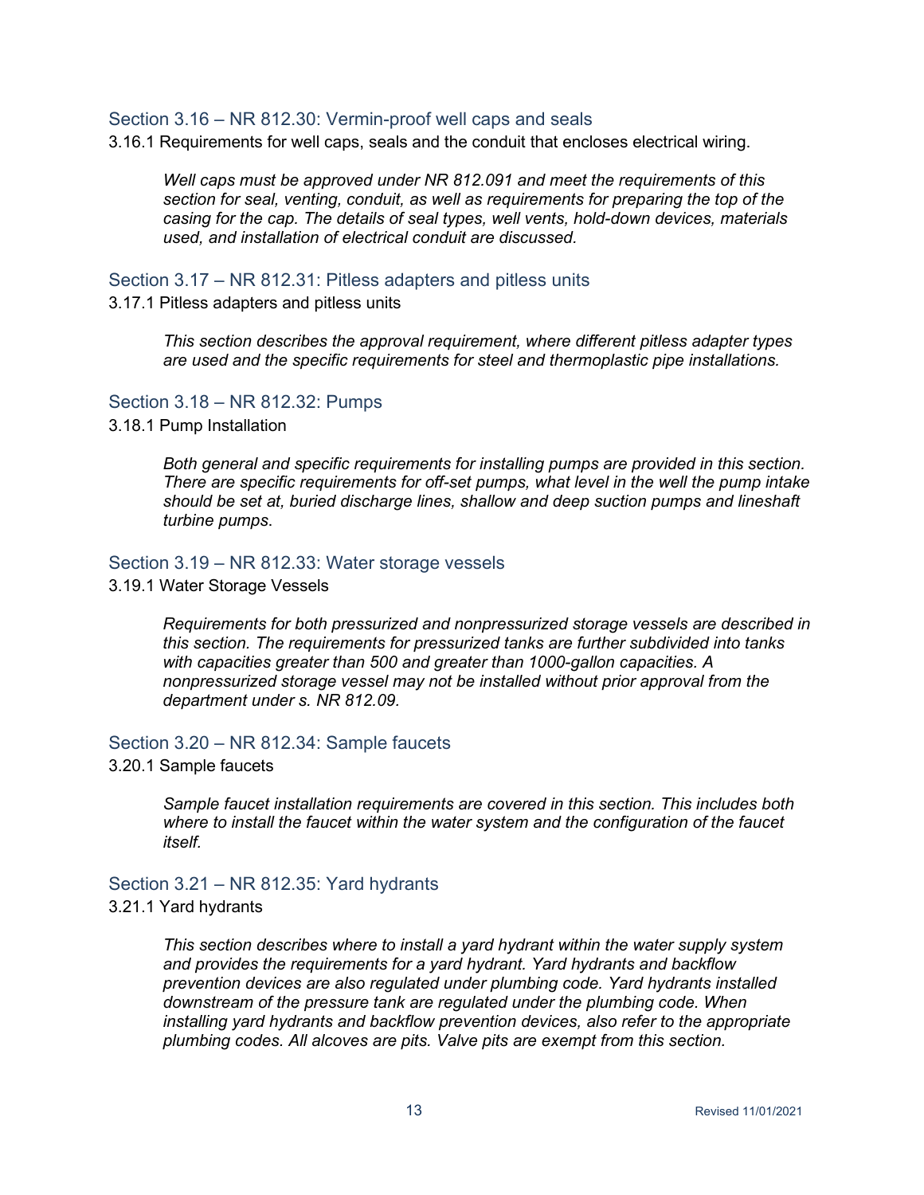## Section 3.16 – NR 812.30: Vermin-proof well caps and seals

3.16.1 Requirements for well caps, seals and the conduit that encloses electrical wiring.

> *Well caps must be approved under NR 812.091 and meet the requirements of this section for seal, venting, conduit, as well as requirements for preparing the top of the casing for the cap. The details of seal types, well vents, hold-down devices, materials used, and installation of electrical conduit are discussed.*

## Section 3.17 – NR 812.31: Pitless adapters and pitless units

3.17.1 Pitless adapters and pitless units

> *This section describes the approval requirement, where different pitless adapter types are used and the specific requirements for steel and thermoplastic pipe installations.*

## Section 3.18 – NR 812.32: Pumps

3.18.1 Pump Installation

> *Both general and specific requirements for installing pumps are provided in this section. There are specific requirements for off-set pumps, what level in the well the pump intake should be set at, buried discharge lines, shallow and deep suction pumps and lineshaft turbine pumps.*

## Section 3.19 – NR 812.33: Water storage vessels

3.19.1 Water Storage Vessels

> *Requirements for both pressurized and nonpressurized storage vessels are described in this section. The requirements for pressurized tanks are further subdivided into tanks with capacities greater than 500 and greater than 1000-gallon capacities. A nonpressurized storage vessel may not be installed without prior approval from the department under s. NR 812.09.*

## Section 3.20 – NR 812.34: Sample faucets

3.20.1 Sample faucets

> *Sample faucet installation requirements are covered in this section. This includes both where to install the faucet within the water system and the configuration of the faucet itself.*

## Section 3.21 – NR 812.35: Yard hydrants

3.21.1 Yard hydrants

> *This section describes where to install a yard hydrant within the water supply system and provides the requirements for a yard hydrant. Yard hydrants and backflow prevention devices are also regulated under plumbing code. Yard hydrants installed downstream of the pressure tank are regulated under the plumbing code. When installing yard hydrants and backflow prevention devices, also refer to the appropriate plumbing codes. All alcoves are pits. Valve pits are exempt from this section.*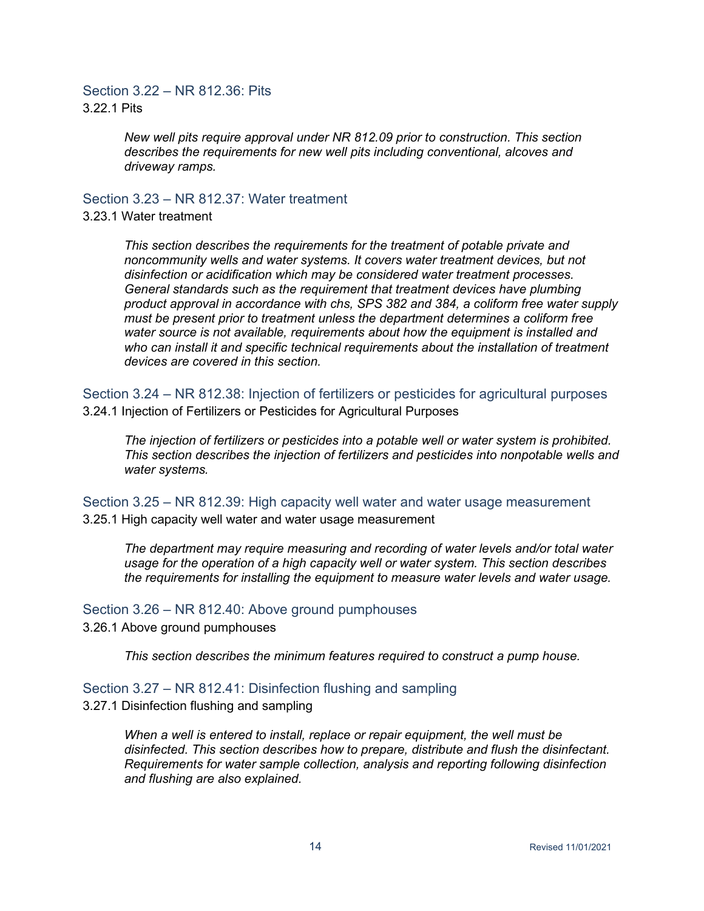## Section 3.22 – NR 812.36: Pits

3.22.1 Pits

*New well pits require approval under NR 812.09 prior to construction. This section describes the requirements for new well pits including conventional, alcoves and driveway ramps.*

## Section 3.23 – NR 812.37: Water treatment

3.23.1 Water treatment

*This section describes the requirements for the treatment of potable private and noncommunity wells and water systems. It covers water treatment devices, but not disinfection or acidification which may be considered water treatment processes. General standards such as the requirement that treatment devices have plumbing product approval in accordance with chs, SPS 382 and 384, a coliform free water supply must be present prior to treatment unless the department determines a coliform free water source is not available, requirements about how the equipment is installed and who can install it and specific technical requirements about the installation of treatment devices are covered in this section.*

## Section 3.24 – NR 812.38: Injection of fertilizers or pesticides for agricultural purposes

3.24.1 Injection of Fertilizers or Pesticides for Agricultural Purposes

*The injection of fertilizers or pesticides into a potable well or water system is prohibited. This section describes the injection of fertilizers and pesticides into nonpotable wells and water systems.*

## Section 3.25 – NR 812.39: High capacity well water and water usage measurement

3.25.1 High capacity well water and water usage measurement

*The department may require measuring and recording of water levels and/or total water usage for the operation of a high capacity well or water system. This section describes the requirements for installing the equipment to measure water levels and water usage.*

## Section 3.26 – NR 812.40: Above ground pumphouses

3.26.1 Above ground pumphouses

*This section describes the minimum features required to construct a pump house.*

## Section 3.27 – NR 812.41: Disinfection flushing and sampling

3.27.1 Disinfection flushing and sampling

*When a well is entered to install, replace or repair equipment, the well must be disinfected. This section describes how to prepare, distribute and flush the disinfectant. Requirements for water sample collection, analysis and reporting following disinfection and flushing are also explained.*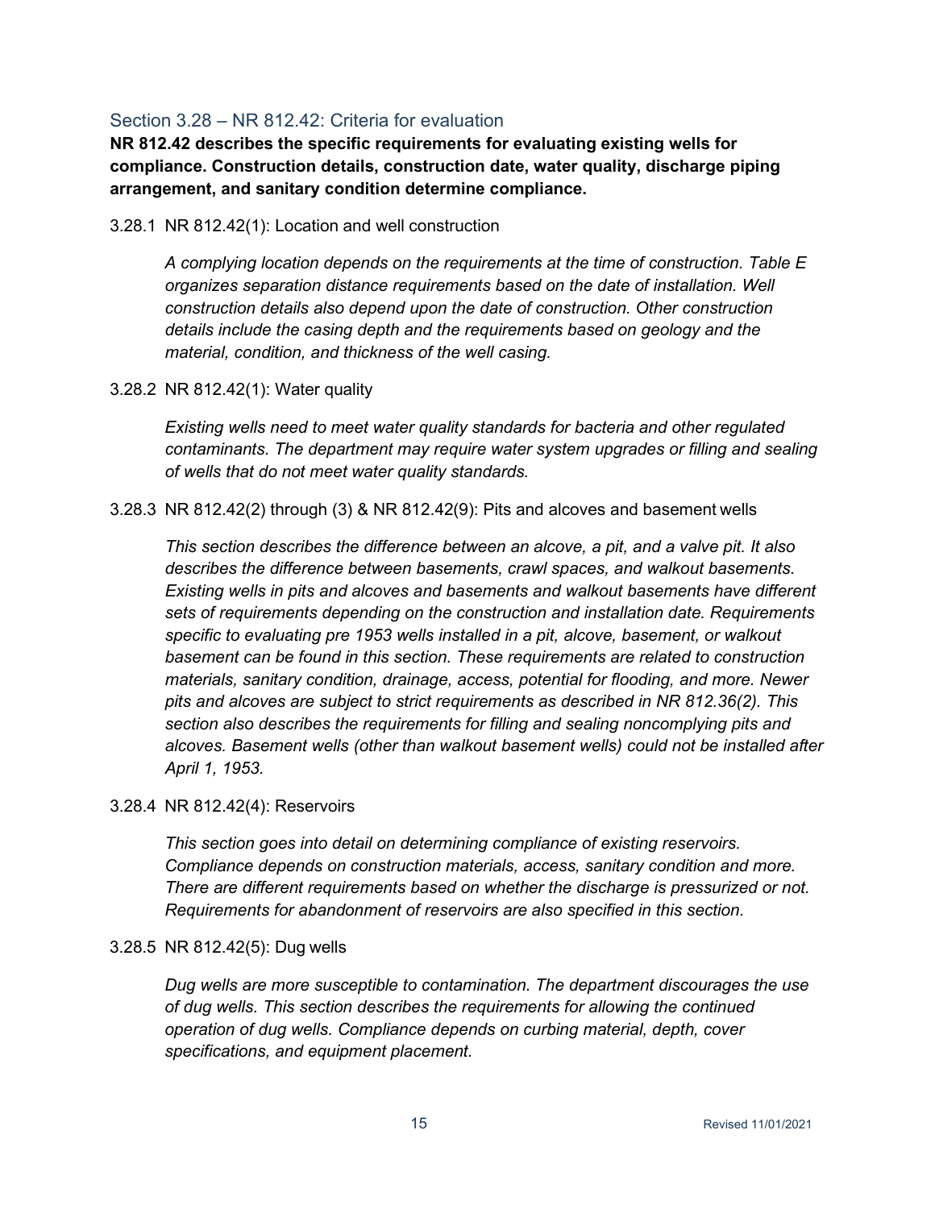## Section 3.28 – NR 812.42: Criteria for evaluation

**NR 812.42 describes the specific requirements for evaluating existing wells for compliance. Construction details, construction date, water quality, discharge piping arrangement, and sanitary condition determine compliance.**

### 3.28.1 NR 812.42(1): Location and well construction

*A complying location depends on the requirements at the time of construction. Table E organizes separation distance requirements based on the date of installation. Well construction details also depend upon the date of construction. Other construction details include the casing depth and the requirements based on geology and the material, condition, and thickness of the well casing.*

### 3.28.2 NR 812.42(1): Water quality

*Existing wells need to meet water quality standards for bacteria and other regulated contaminants. The department may require water system upgrades or filling and sealing of wells that do not meet water quality standards.*

### 3.28.3 NR 812.42(2) through (3) & NR 812.42(9): Pits and alcoves and basement wells

*This section describes the difference between an alcove, a pit, and a valve pit. It also describes the difference between basements, crawl spaces, and walkout basements. Existing wells in pits and alcoves and basements and walkout basements have different sets of requirements depending on the construction and installation date. Requirements specific to evaluating pre 1953 wells installed in a pit, alcove, basement, or walkout basement can be found in this section. These requirements are related to construction materials, sanitary condition, drainage, access, potential for flooding, and more. Newer pits and alcoves are subject to strict requirements as described in NR 812.36(2). This section also describes the requirements for filling and sealing noncomplying pits and alcoves. Basement wells (other than walkout basement wells) could not be installed after April 1, 1953.*

### 3.28.4 NR 812.42(4): Reservoirs

*This section goes into detail on determining compliance of existing reservoirs. Compliance depends on construction materials, access, sanitary condition and more. There are different requirements based on whether the discharge is pressurized or not. Requirements for abandonment of reservoirs are also specified in this section.*

### 3.28.5 NR 812.42(5): Dug wells

*Dug wells are more susceptible to contamination. The department discourages the use of dug wells. This section describes the requirements for allowing the continued operation of dug wells. Compliance depends on curbing material, depth, cover specifications, and equipment placement.*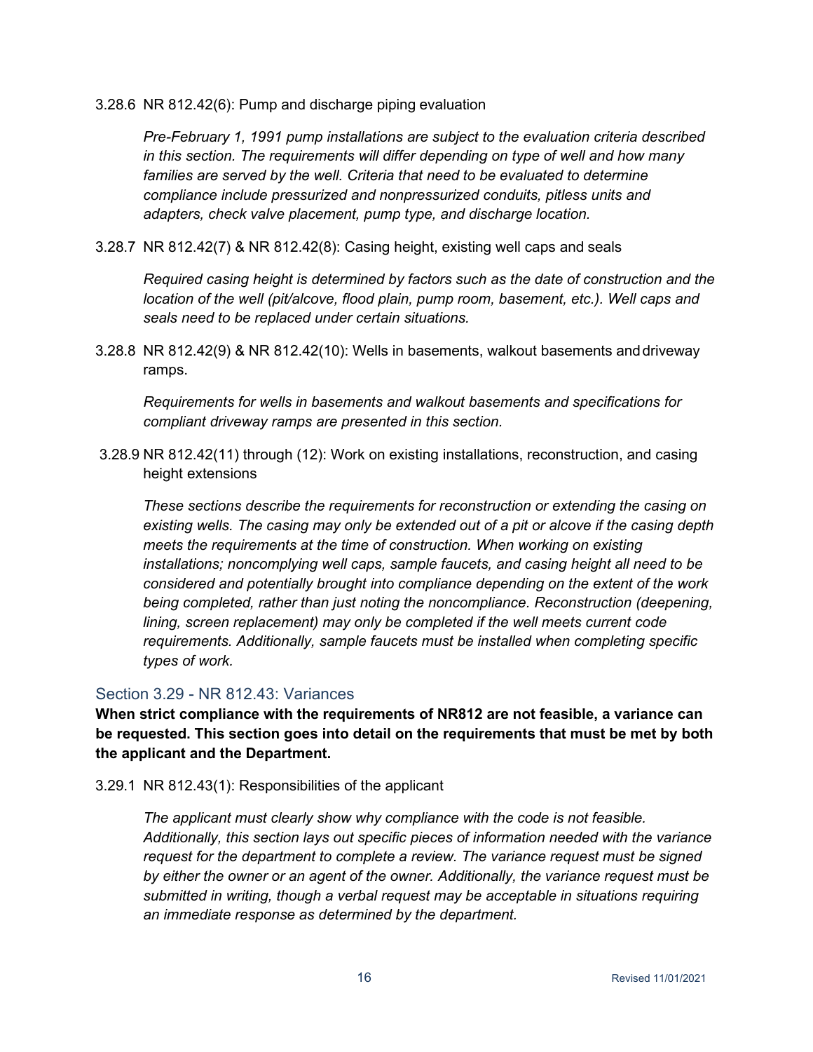3.28.6 NR 812.42(6): Pump and discharge piping evaluation

*Pre-February 1, 1991 pump installations are subject to the evaluation criteria described in this section. The requirements will differ depending on type of well and how many families are served by the well. Criteria that need to be evaluated to determine compliance include pressurized and nonpressurized conduits, pitless units and adapters, check valve placement, pump type, and discharge location.*

3.28.7 NR 812.42(7) & NR 812.42(8): Casing height, existing well caps and seals

*Required casing height is determined by factors such as the date of construction and the location of the well (pit/alcove, flood plain, pump room, basement, etc.). Well caps and seals need to be replaced under certain situations.*

3.28.8 NR 812.42(9) & NR 812.42(10): Wells in basements, walkout basements and driveway ramps.

*Requirements for wells in basements and walkout basements and specifications for compliant driveway ramps are presented in this section.*

3.28.9 NR 812.42(11) through (12): Work on existing installations, reconstruction, and casing height extensions

*These sections describe the requirements for reconstruction or extending the casing on existing wells. The casing may only be extended out of a pit or alcove if the casing depth meets the requirements at the time of construction. When working on existing installations; noncomplying well caps, sample faucets, and casing height all need to be considered and potentially brought into compliance depending on the extent of the work being completed, rather than just noting the noncompliance. Reconstruction (deepening, lining, screen replacement) may only be completed if the well meets current code requirements. Additionally, sample faucets must be installed when completing specific types of work.*

## Section 3.29 - NR 812.43: Variances

**When strict compliance with the requirements of NR812 are not feasible, a variance can be requested. This section goes into detail on the requirements that must be met by both the applicant and the Department.**

3.29.1 NR 812.43(1): Responsibilities of the applicant

*The applicant must clearly show why compliance with the code is not feasible. Additionally, this section lays out specific pieces of information needed with the variance request for the department to complete a review. The variance request must be signed by either the owner or an agent of the owner. Additionally, the variance request must be submitted in writing, though a verbal request may be acceptable in situations requiring an immediate response as determined by the department.*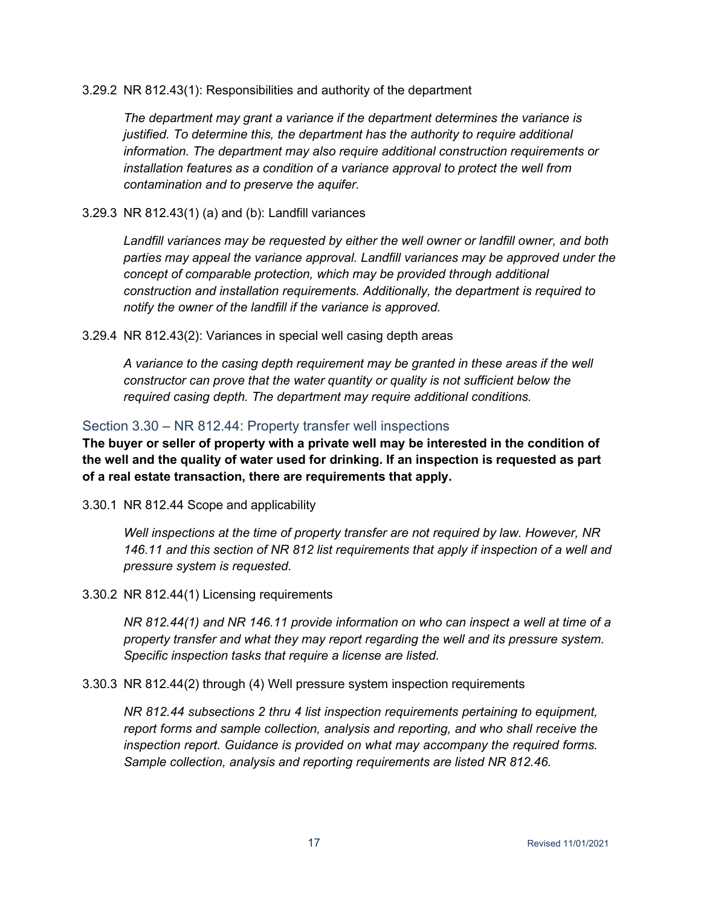3.29.2 NR 812.43(1): Responsibilities and authority of the department

*The department may grant a variance if the department determines the variance is justified. To determine this, the department has the authority to require additional information. The department may also require additional construction requirements or installation features as a condition of a variance approval to protect the well from contamination and to preserve the aquifer.*

3.29.3 NR 812.43(1) (a) and (b): Landfill variances

*Landfill variances may be requested by either the well owner or landfill owner, and both parties may appeal the variance approval. Landfill variances may be approved under the concept of comparable protection, which may be provided through additional construction and installation requirements. Additionally, the department is required to notify the owner of the landfill if the variance is approved.*

3.29.4 NR 812.43(2): Variances in special well casing depth areas

*A variance to the casing depth requirement may be granted in these areas if the well constructor can prove that the water quantity or quality is not sufficient below the required casing depth. The department may require additional conditions.*

## Section 3.30 – NR 812.44: Property transfer well inspections

**The buyer or seller of property with a private well may be interested in the condition of the well and the quality of water used for drinking. If an inspection is requested as part of a real estate transaction, there are requirements that apply.**

3.30.1 NR 812.44 Scope and applicability

*Well inspections at the time of property transfer are not required by law. However, NR 146.11 and this section of NR 812 list requirements that apply if inspection of a well and pressure system is requested.*

3.30.2 NR 812.44(1) Licensing requirements

*NR 812.44(1) and NR 146.11 provide information on who can inspect a well at time of a property transfer and what they may report regarding the well and its pressure system. Specific inspection tasks that require a license are listed.*

3.30.3 NR 812.44(2) through (4) Well pressure system inspection requirements

*NR 812.44 subsections 2 thru 4 list inspection requirements pertaining to equipment, report forms and sample collection, analysis and reporting, and who shall receive the inspection report. Guidance is provided on what may accompany the required forms. Sample collection, analysis and reporting requirements are listed NR 812.46.*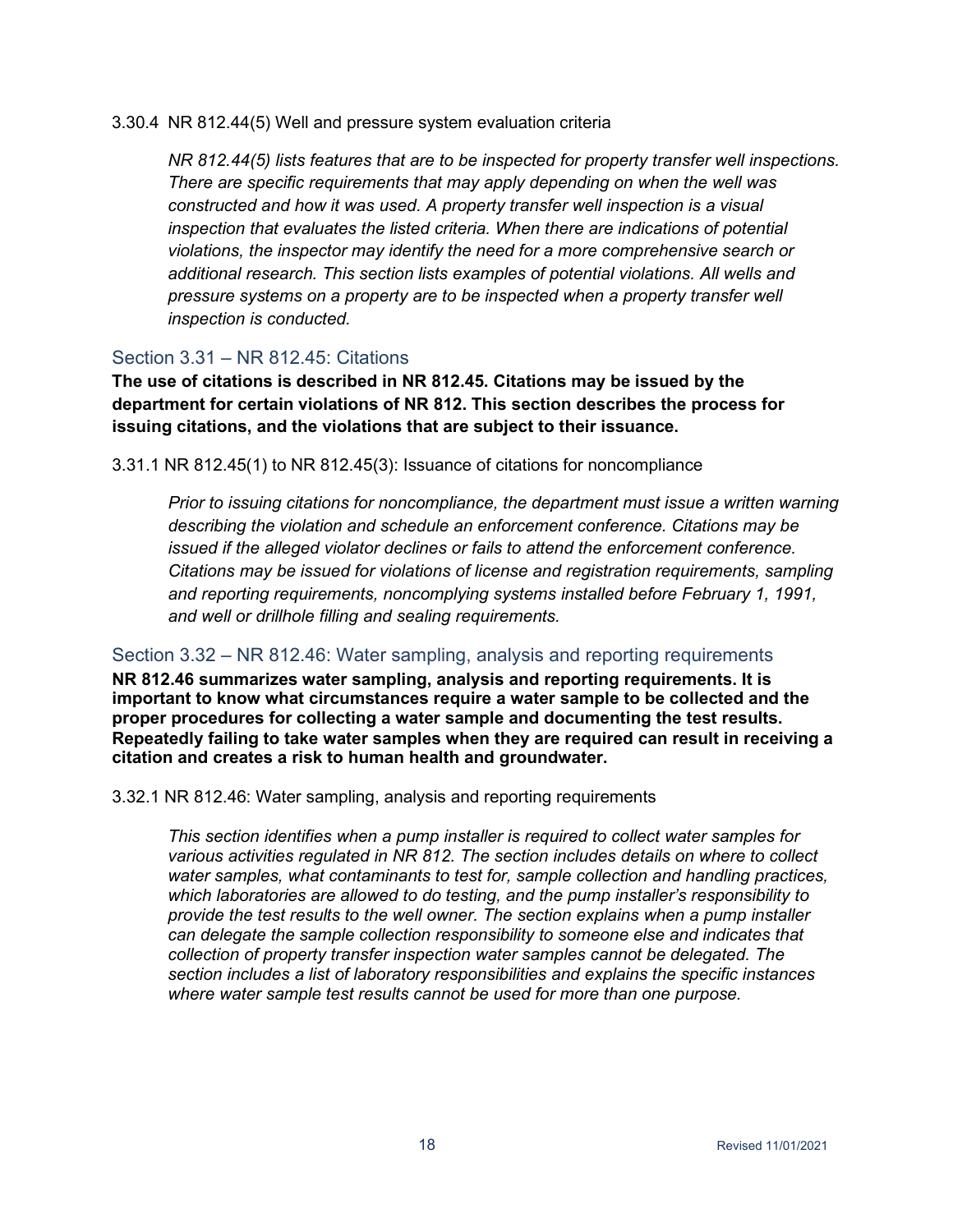#### 3.30.4 NR 812.44(5) Well and pressure system evaluation criteria

*NR 812.44(5) lists features that are to be inspected for property transfer well inspections. There are specific requirements that may apply depending on when the well was constructed and how it was used. A property transfer well inspection is a visual inspection that evaluates the listed criteria. When there are indications of potential violations, the inspector may identify the need for a more comprehensive search or additional research. This section lists examples of potential violations. All wells and pressure systems on a property are to be inspected when a property transfer well inspection is conducted.*

### Section 3.31 – NR 812.45: Citations

**The use of citations is described in NR 812.45. Citations may be issued by the department for certain violations of NR 812. This section describes the process for issuing citations, and the violations that are subject to their issuance.**

#### 3.31.1 NR 812.45(1) to NR 812.45(3): Issuance of citations for noncompliance

*Prior to issuing citations for noncompliance, the department must issue a written warning describing the violation and schedule an enforcement conference. Citations may be issued if the alleged violator declines or fails to attend the enforcement conference. Citations may be issued for violations of license and registration requirements, sampling and reporting requirements, noncomplying systems installed before February 1, 1991, and well or drillhole filling and sealing requirements.*

### Section 3.32 – NR 812.46: Water sampling, analysis and reporting requirements

**NR 812.46 summarizes water sampling, analysis and reporting requirements. It is important to know what circumstances require a water sample to be collected and the proper procedures for collecting a water sample and documenting the test results. Repeatedly failing to take water samples when they are required can result in receiving a citation and creates a risk to human health and groundwater.**

#### 3.32.1 NR 812.46: Water sampling, analysis and reporting requirements

*This section identifies when a pump installer is required to collect water samples for various activities regulated in NR 812. The section includes details on where to collect water samples, what contaminants to test for, sample collection and handling practices, which laboratories are allowed to do testing, and the pump installer's responsibility to provide the test results to the well owner. The section explains when a pump installer can delegate the sample collection responsibility to someone else and indicates that collection of property transfer inspection water samples cannot be delegated. The section includes a list of laboratory responsibilities and explains the specific instances where water sample test results cannot be used for more than one purpose.*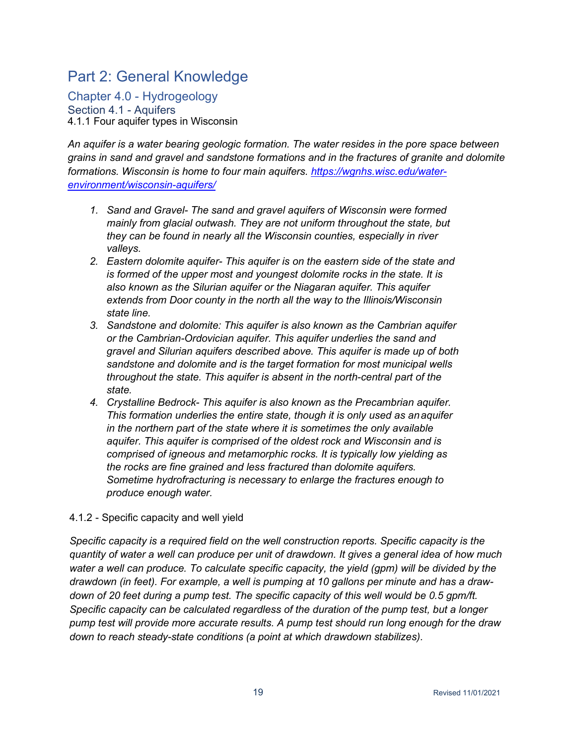# Part 2: General Knowledge

## Chapter 4.0 - Hydrogeology

### Section 4.1 - Aquifers

4.1.1 Four aquifer types in Wisconsin

*An aquifer is a water bearing geologic formation. The water resides in the pore space between grains in sand and gravel and sandstone formations and in the fractures of granite and dolomite formations. Wisconsin is home to four main aquifers. [https://wgnhs.wisc.edu/water-environment/wisconsin-aquifers/](https://wgnhs.wisc.edu/water-environment/wisconsin-aquifers/)*

1. *Sand and Gravel- The sand and gravel aquifers of Wisconsin were formed mainly from glacial outwash. They are not uniform throughout the state, but they can be found in nearly all the Wisconsin counties, especially in river valleys.*
2. *Eastern dolomite aquifer- This aquifer is on the eastern side of the state and is formed of the upper most and youngest dolomite rocks in the state. It is also known as the Silurian aquifer or the Niagaran aquifer. This aquifer extends from Door county in the north all the way to the Illinois/Wisconsin state line.*
3. *Sandstone and dolomite: This aquifer is also known as the Cambrian aquifer or the Cambrian-Ordovician aquifer. This aquifer underlies the sand and gravel and Silurian aquifers described above. This aquifer is made up of both sandstone and dolomite and is the target formation for most municipal wells throughout the state. This aquifer is absent in the north-central part of the state.*
4. *Crystalline Bedrock- This aquifer is also known as the Precambrian aquifer. This formation underlies the entire state, though it is only used as an aquifer in the northern part of the state where it is sometimes the only available aquifer. This aquifer is comprised of the oldest rock and Wisconsin and is comprised of igneous and metamorphic rocks. It is typically low yielding as the rocks are fine grained and less fractured than dolomite aquifers. Sometime hydrofracturing is necessary to enlarge the fractures enough to produce enough water.*

4.1.2 - Specific capacity and well yield

*Specific capacity is a required field on the well construction reports. Specific capacity is the quantity of water a well can produce per unit of drawdown. It gives a general idea of how much water a well can produce. To calculate specific capacity, the yield (gpm) will be divided by the drawdown (in feet). For example, a well is pumping at 10 gallons per minute and has a draw-down of 20 feet during a pump test. The specific capacity of this well would be 0.5 gpm/ft. Specific capacity can be calculated regardless of the duration of the pump test, but a longer pump test will provide more accurate results. A pump test should run long enough for the draw down to reach steady-state conditions (a point at which drawdown stabilizes).*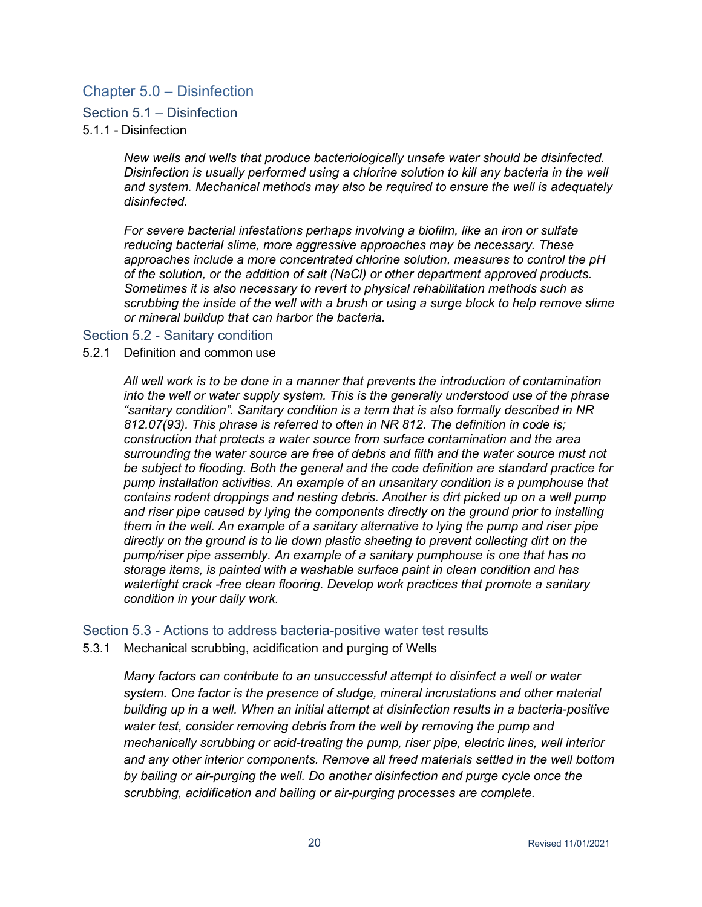# Chapter 5.0 – Disinfection

## Section 5.1 – Disinfection

### 5.1.1 - Disinfection

*New wells and wells that produce bacteriologically unsafe water should be disinfected. Disinfection is usually performed using a chlorine solution to kill any bacteria in the well and system. Mechanical methods may also be required to ensure the well is adequately disinfected.*

*For severe bacterial infestations perhaps involving a biofilm, like an iron or sulfate reducing bacterial slime, more aggressive approaches may be necessary. These approaches include a more concentrated chlorine solution, measures to control the pH of the solution, or the addition of salt (NaCl) or other department approved products. Sometimes it is also necessary to revert to physical rehabilitation methods such as scrubbing the inside of the well with a brush or using a surge block to help remove slime or mineral buildup that can harbor the bacteria.*

## Section 5.2 - Sanitary condition

### 5.2.1 Definition and common use

*All well work is to be done in a manner that prevents the introduction of contamination into the well or water supply system. This is the generally understood use of the phrase "sanitary condition". Sanitary condition is a term that is also formally described in NR 812.07(93). This phrase is referred to often in NR 812. The definition in code is; construction that protects a water source from surface contamination and the area surrounding the water source are free of debris and filth and the water source must not be subject to flooding. Both the general and the code definition are standard practice for pump installation activities. An example of an unsanitary condition is a pumphouse that contains rodent droppings and nesting debris. Another is dirt picked up on a well pump and riser pipe caused by lying the components directly on the ground prior to installing them in the well. An example of a sanitary alternative to lying the pump and riser pipe directly on the ground is to lie down plastic sheeting to prevent collecting dirt on the pump/riser pipe assembly. An example of a sanitary pumphouse is one that has no storage items, is painted with a washable surface paint in clean condition and has watertight crack -free clean flooring. Develop work practices that promote a sanitary condition in your daily work.*

## Section 5.3 - Actions to address bacteria-positive water test results

### 5.3.1 Mechanical scrubbing, acidification and purging of Wells

*Many factors can contribute to an unsuccessful attempt to disinfect a well or water system. One factor is the presence of sludge, mineral incrustations and other material building up in a well. When an initial attempt at disinfection results in a bacteria-positive water test, consider removing debris from the well by removing the pump and mechanically scrubbing or acid-treating the pump, riser pipe, electric lines, well interior and any other interior components. Remove all freed materials settled in the well bottom by bailing or air-purging the well. Do another disinfection and purge cycle once the scrubbing, acidification and bailing or air-purging processes are complete.*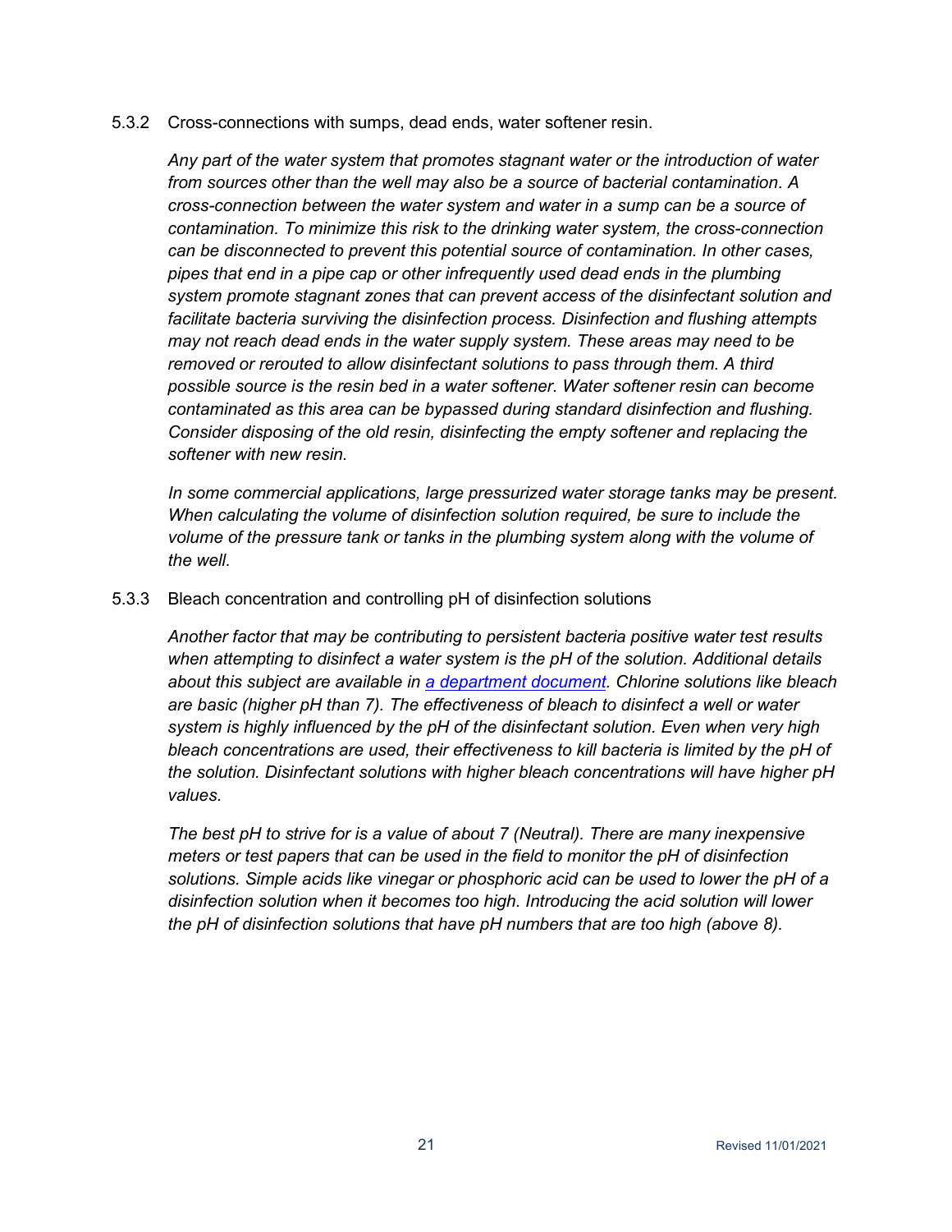#### 5.3.2 Cross-connections with sumps, dead ends, water softener resin.

*Any part of the water system that promotes stagnant water or the introduction of water from sources other than the well may also be a source of bacterial contamination. A cross-connection between the water system and water in a sump can be a source of contamination. To minimize this risk to the drinking water system, the cross-connection can be disconnected to prevent this potential source of contamination. In other cases, pipes that end in a pipe cap or other infrequently used dead ends in the plumbing system promote stagnant zones that can prevent access of the disinfectant solution and facilitate bacteria surviving the disinfection process. Disinfection and flushing attempts may not reach dead ends in the water supply system. These areas may need to be removed or rerouted to allow disinfectant solutions to pass through them. A third possible source is the resin bed in a water softener. Water softener resin can become contaminated as this area can be bypassed during standard disinfection and flushing. Consider disposing of the old resin, disinfecting the empty softener and replacing the softener with new resin.*

*In some commercial applications, large pressurized water storage tanks may be present. When calculating the volume of disinfection solution required, be sure to include the volume of the pressure tank or tanks in the plumbing system along with the volume of the well.*

#### 5.3.3 Bleach concentration and controlling pH of disinfection solutions

*Another factor that may be contributing to persistent bacteria positive water test results when attempting to disinfect a water system is the pH of the solution. Additional details about this subject are available in [a department document](). Chlorine solutions like bleach are basic (higher pH than 7). The effectiveness of bleach to disinfect a well or water system is highly influenced by the pH of the disinfectant solution. Even when very high bleach concentrations are used, their effectiveness to kill bacteria is limited by the pH of the solution. Disinfectant solutions with higher bleach concentrations will have higher pH values.*

*The best pH to strive for is a value of about 7 (Neutral). There are many inexpensive meters or test papers that can be used in the field to monitor the pH of disinfection solutions. Simple acids like vinegar or phosphoric acid can be used to lower the pH of a disinfection solution when it becomes too high. Introducing the acid solution will lower the pH of disinfection solutions that have pH numbers that are too high (above 8).*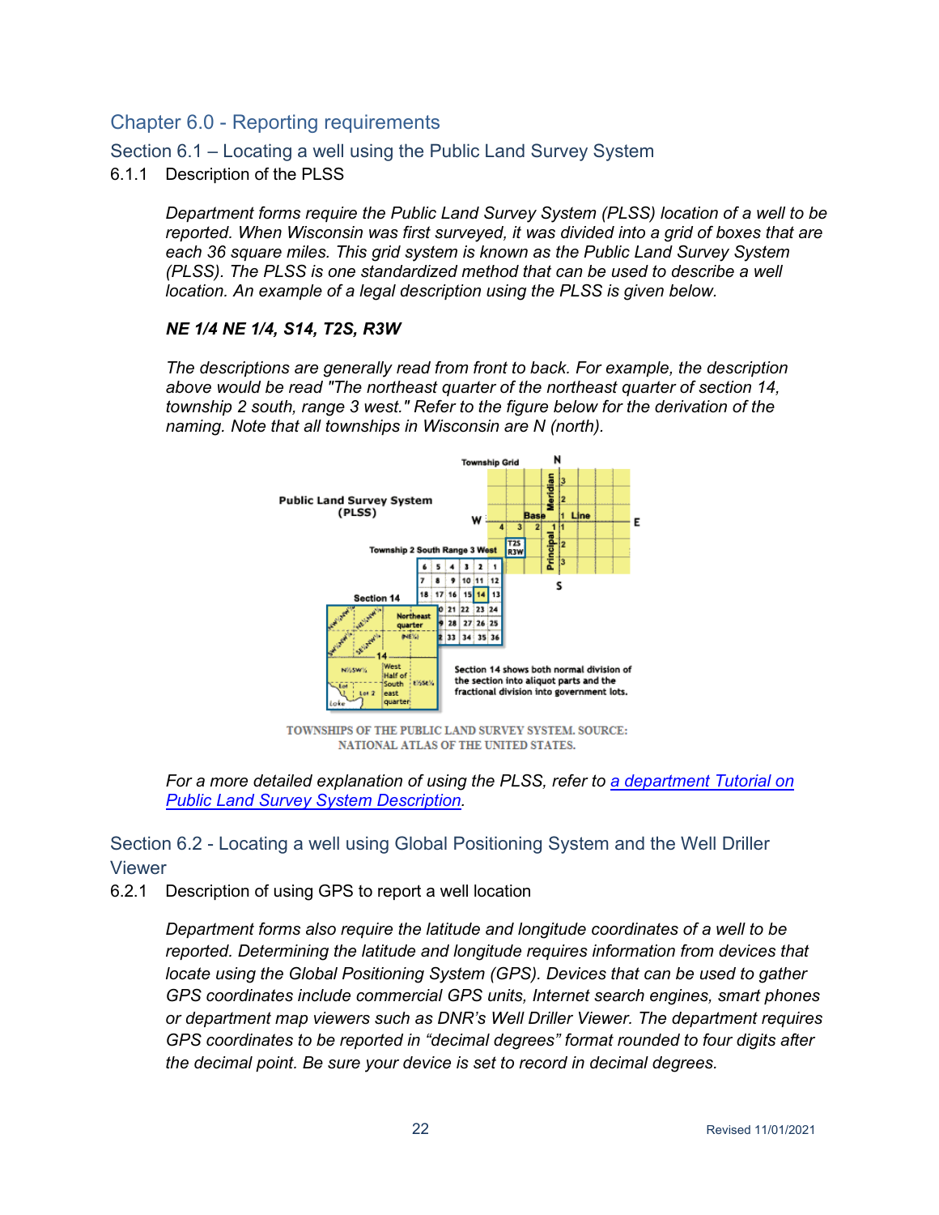## Chapter 6.0 - Reporting requirements

### Section 6.1 – Locating a well using the Public Land Survey System

6.1.1 Description of the PLSS

*Department forms require the Public Land Survey System (PLSS) location of a well to be reported. When Wisconsin was first surveyed, it was divided into a grid of boxes that are each 36 square miles. This grid system is known as the Public Land Survey System (PLSS). The PLSS is one standardized method that can be used to describe a well location. An example of a legal description using the PLSS is given below.*

***NE 1/4 NE 1/4, S14, T2S, R3W***

*The descriptions are generally read from front to back. For example, the description above would be read "The northeast quarter of the northeast quarter of section 14, township 2 south, range 3 west." Refer to the figure below for the derivation of the naming. Note that all townships in Wisconsin are N (north).*

TOWNSHIPS OF THE PUBLIC LAND SURVEY SYSTEM. SOURCE: NATIONAL ATLAS OF THE UNITED STATES.

*For a more detailed explanation of using the PLSS, refer to [a department Tutorial on Public Land Survey System Description](#).*

### Section 6.2 - Locating a well using Global Positioning System and the Well Driller Viewer

6.2.1 Description of using GPS to report a well location

*Department forms also require the latitude and longitude coordinates of a well to be reported. Determining the latitude and longitude requires information from devices that locate using the Global Positioning System (GPS). Devices that can be used to gather GPS coordinates include commercial GPS units, Internet search engines, smart phones or department map viewers such as DNR's Well Driller Viewer. The department requires GPS coordinates to be reported in "decimal degrees" format rounded to four digits after the decimal point. Be sure your device is set to record in decimal degrees.*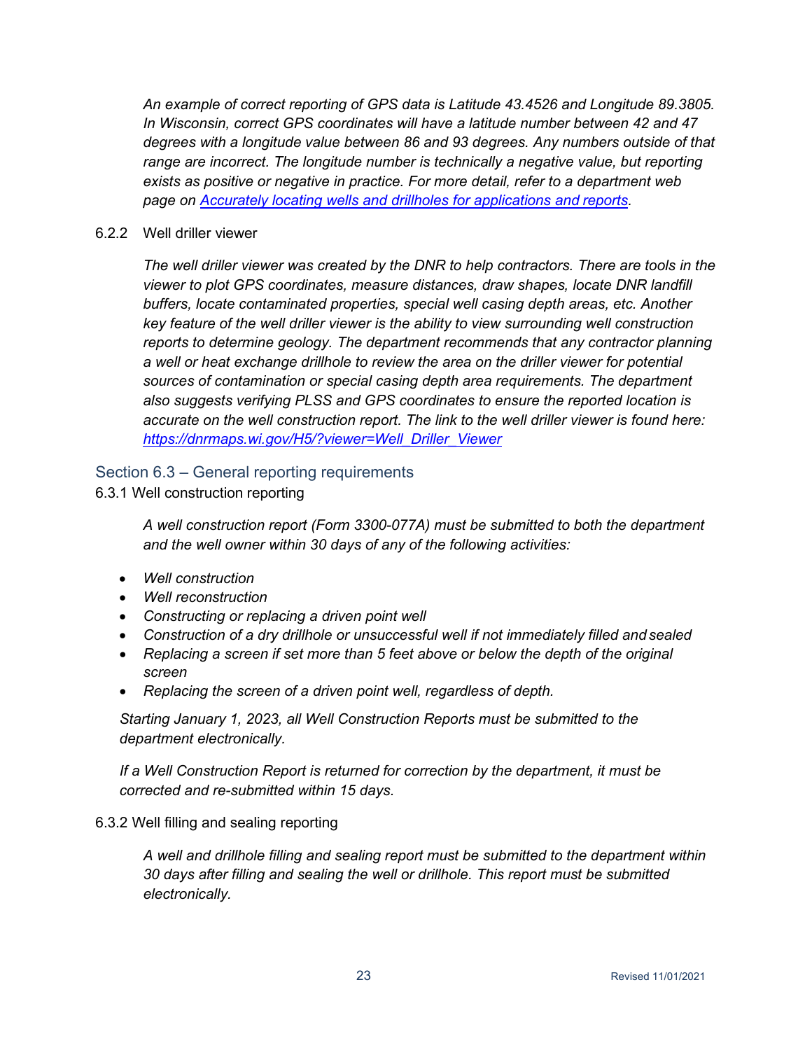*An example of correct reporting of GPS data is Latitude 43.4526 and Longitude 89.3805. In Wisconsin, correct GPS coordinates will have a latitude number between 42 and 47 degrees with a longitude value between 86 and 93 degrees. Any numbers outside of that range are incorrect. The longitude number is technically a negative value, but reporting exists as positive or negative in practice. For more detail, refer to a department web page on [Accurately locating wells and drillholes for applications and reports](Accurately locating wells and drillholes for applications and reports).*

#### 6.2.2 Well driller viewer

*The well driller viewer was created by the DNR to help contractors. There are tools in the viewer to plot GPS coordinates, measure distances, draw shapes, locate DNR landfill buffers, locate contaminated properties, special well casing depth areas, etc. Another key feature of the well driller viewer is the ability to view surrounding well construction reports to determine geology. The department recommends that any contractor planning a well or heat exchange drillhole to review the area on the driller viewer for potential sources of contamination or special casing depth area requirements. The department also suggests verifying PLSS and GPS coordinates to ensure the reported location is accurate on the well construction report. The link to the well driller viewer is found here: [https://dnrmaps.wi.gov/H5/?viewer=Well_Driller_Viewer](https://dnrmaps.wi.gov/H5/?viewer=Well_Driller_Viewer)*

## Section 6.3 – General reporting requirements

#### 6.3.1 Well construction reporting

*A well construction report (Form 3300-077A) must be submitted to both the department and the well owner within 30 days of any of the following activities:*

- *Well construction*
- *Well reconstruction*
- *Constructing or replacing a driven point well*
- *Construction of a dry drillhole or unsuccessful well if not immediately filled and sealed*
- *Replacing a screen if set more than 5 feet above or below the depth of the original screen*
- *Replacing the screen of a driven point well, regardless of depth.*

*Starting January 1, 2023, all Well Construction Reports must be submitted to the department electronically.*

*If a Well Construction Report is returned for correction by the department, it must be corrected and re-submitted within 15 days.*

#### 6.3.2 Well filling and sealing reporting

*A well and drillhole filling and sealing report must be submitted to the department within 30 days after filling and sealing the well or drillhole. This report must be submitted electronically.*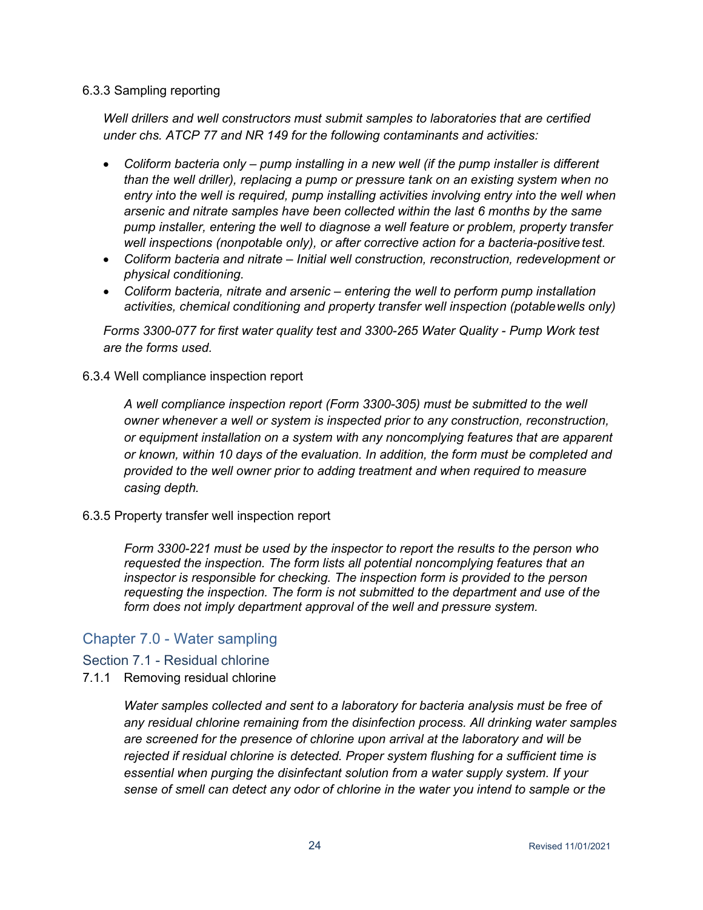6.3.3 Sampling reporting

*Well drillers and well constructors must submit samples to laboratories that are certified under chs. ATCP 77 and NR 149 for the following contaminants and activities:*

- *Coliform bacteria only – pump installing in a new well (if the pump installer is different than the well driller), replacing a pump or pressure tank on an existing system when no entry into the well is required, pump installing activities involving entry into the well when arsenic and nitrate samples have been collected within the last 6 months by the same pump installer, entering the well to diagnose a well feature or problem, property transfer well inspections (nonpotable only), or after corrective action for a bacteria-positive test.*
- *Coliform bacteria and nitrate – Initial well construction, reconstruction, redevelopment or physical conditioning.*
- *Coliform bacteria, nitrate and arsenic – entering the well to perform pump installation activities, chemical conditioning and property transfer well inspection (potable wells only)*

*Forms 3300-077 for first water quality test and 3300-265 Water Quality - Pump Work test are the forms used.*

6.3.4 Well compliance inspection report

*A well compliance inspection report (Form 3300-305) must be submitted to the well owner whenever a well or system is inspected prior to any construction, reconstruction, or equipment installation on a system with any noncomplying features that are apparent or known, within 10 days of the evaluation. In addition, the form must be completed and provided to the well owner prior to adding treatment and when required to measure casing depth.*

6.3.5 Property transfer well inspection report

*Form 3300-221 must be used by the inspector to report the results to the person who requested the inspection. The form lists all potential noncomplying features that an inspector is responsible for checking. The inspection form is provided to the person requesting the inspection. The form is not submitted to the department and use of the form does not imply department approval of the well and pressure system.*

## Chapter 7.0 - Water sampling

### Section 7.1 - Residual chlorine

7.1.1 Removing residual chlorine

*Water samples collected and sent to a laboratory for bacteria analysis must be free of any residual chlorine remaining from the disinfection process. All drinking water samples are screened for the presence of chlorine upon arrival at the laboratory and will be rejected if residual chlorine is detected. Proper system flushing for a sufficient time is essential when purging the disinfectant solution from a water supply system. If your sense of smell can detect any odor of chlorine in the water you intend to sample or the*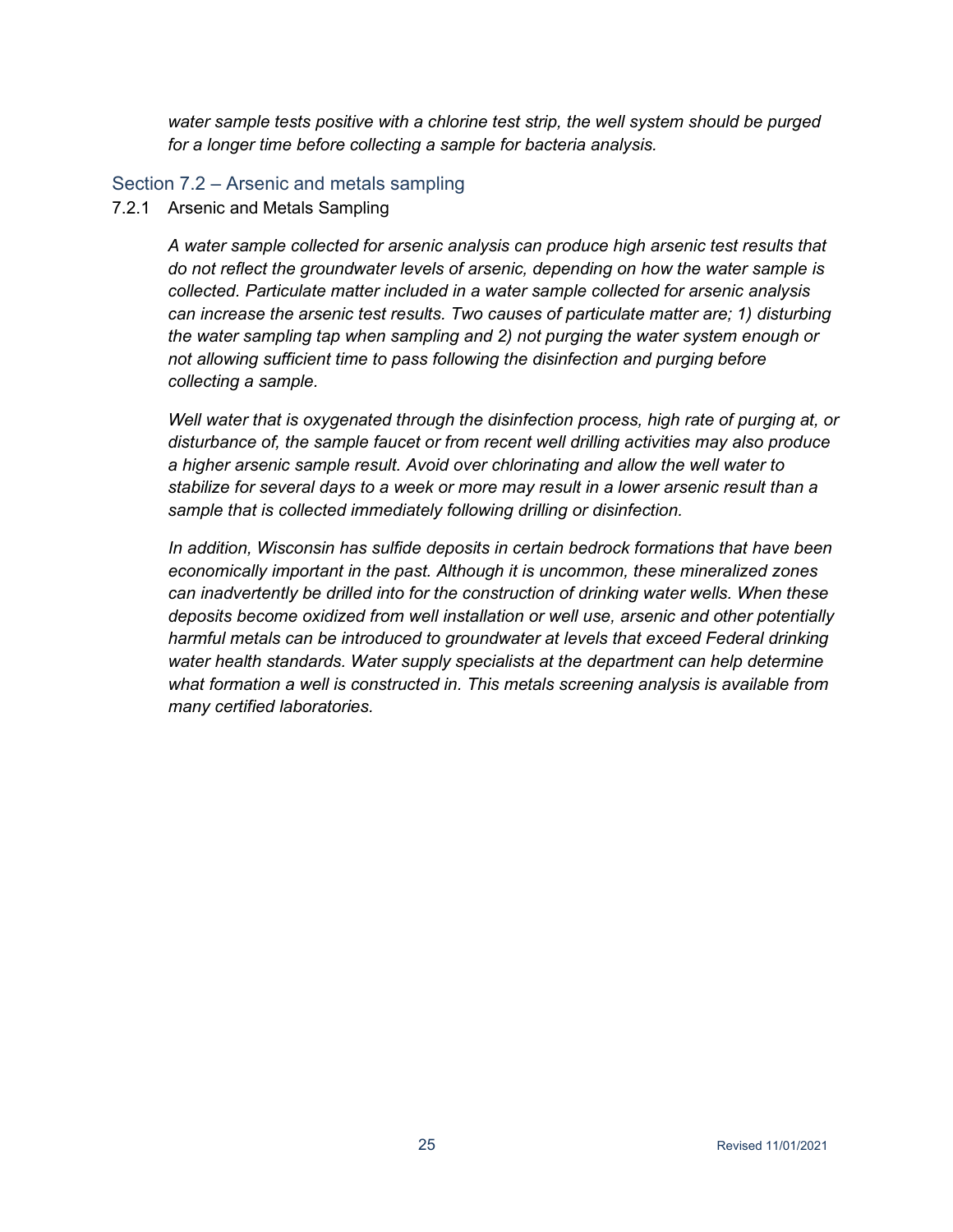*water sample tests positive with a chlorine test strip, the well system should be purged for a longer time before collecting a sample for bacteria analysis.*

## Section 7.2 – Arsenic and metals sampling

### 7.2.1 Arsenic and Metals Sampling

*A water sample collected for arsenic analysis can produce high arsenic test results that do not reflect the groundwater levels of arsenic, depending on how the water sample is collected. Particulate matter included in a water sample collected for arsenic analysis can increase the arsenic test results. Two causes of particulate matter are; 1) disturbing the water sampling tap when sampling and 2) not purging the water system enough or not allowing sufficient time to pass following the disinfection and purging before collecting a sample.*

*Well water that is oxygenated through the disinfection process, high rate of purging at, or disturbance of, the sample faucet or from recent well drilling activities may also produce a higher arsenic sample result. Avoid over chlorinating and allow the well water to stabilize for several days to a week or more may result in a lower arsenic result than a sample that is collected immediately following drilling or disinfection.*

*In addition, Wisconsin has sulfide deposits in certain bedrock formations that have been economically important in the past. Although it is uncommon, these mineralized zones can inadvertently be drilled into for the construction of drinking water wells. When these deposits become oxidized from well installation or well use, arsenic and other potentially harmful metals can be introduced to groundwater at levels that exceed Federal drinking water health standards. Water supply specialists at the department can help determine what formation a well is constructed in. This metals screening analysis is available from many certified laboratories.*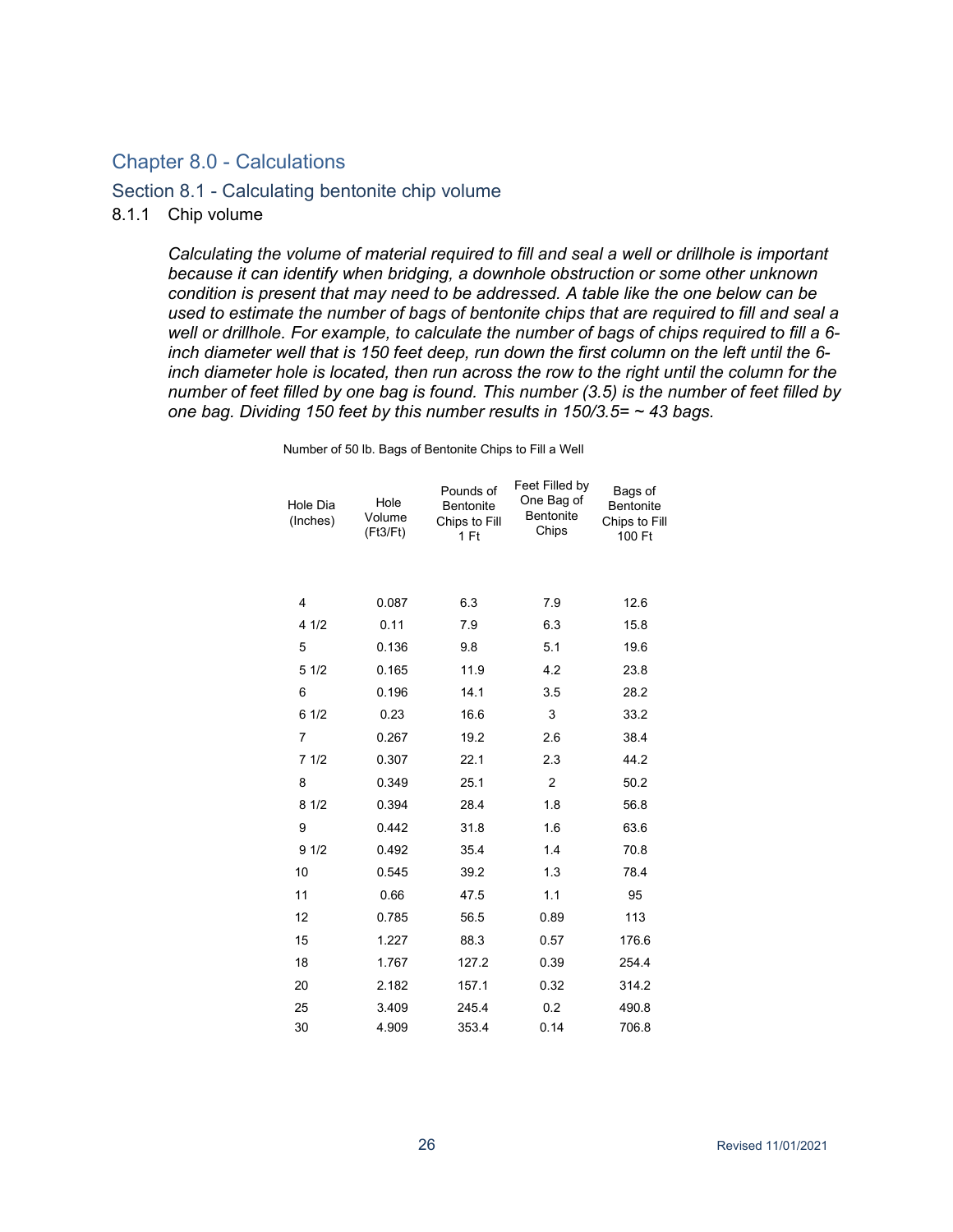# Chapter 8.0 - Calculations

## Section 8.1 - Calculating bentonite chip volume

### 8.1.1 Chip volume

*Calculating the volume of material required to fill and seal a well or drillhole is important because it can identify when bridging, a downhole obstruction or some other unknown condition is present that may need to be addressed. A table like the one below can be used to estimate the number of bags of bentonite chips that are required to fill and seal a well or drillhole. For example, to calculate the number of bags of chips required to fill a 6-inch diameter well that is 150 feet deep, run down the first column on the left until the 6-inch diameter hole is located, then run across the row to the right until the column for the number of feet filled by one bag is found. This number (3.5) is the number of feet filled by one bag. Dividing 150 feet by this number results in 150/3.5= ~ 43 bags.*

Number of 50 lb. Bags of Bentonite Chips to Fill a Well

| Hole Dia (Inches) | Hole Volume (Ft3/Ft) | Pounds of Bentonite Chips to Fill 1 Ft | Feet Filled by One Bag of Bentonite Chips | Bags of Bentonite Chips to Fill 100 Ft |
|---|---|---|---|---|
| 4 | 0.087 | 6.3 | 7.9 | 12.6 |
| 4 1/2 | 0.11 | 7.9 | 6.3 | 15.8 |
| 5 | 0.136 | 9.8 | 5.1 | 19.6 |
| 5 1/2 | 0.165 | 11.9 | 4.2 | 23.8 |
| 6 | 0.196 | 14.1 | 3.5 | 28.2 |
| 6 1/2 | 0.23 | 16.6 | 3 | 33.2 |
| 7 | 0.267 | 19.2 | 2.6 | 38.4 |
| 7 1/2 | 0.307 | 22.1 | 2.3 | 44.2 |
| 8 | 0.349 | 25.1 | 2 | 50.2 |
| 8 1/2 | 0.394 | 28.4 | 1.8 | 56.8 |
| 9 | 0.442 | 31.8 | 1.6 | 63.6 |
| 9 1/2 | 0.492 | 35.4 | 1.4 | 70.8 |
| 10 | 0.545 | 39.2 | 1.3 | 78.4 |
| 11 | 0.66 | 47.5 | 1.1 | 95 |
| 12 | 0.785 | 56.5 | 0.89 | 113 |
| 15 | 1.227 | 88.3 | 0.57 | 176.6 |
| 18 | 1.767 | 127.2 | 0.39 | 254.4 |
| 20 | 2.182 | 157.1 | 0.32 | 314.2 |
| 25 | 3.409 | 245.4 | 0.2 | 490.8 |
| 30 | 4.909 | 353.4 | 0.14 | 706.8 |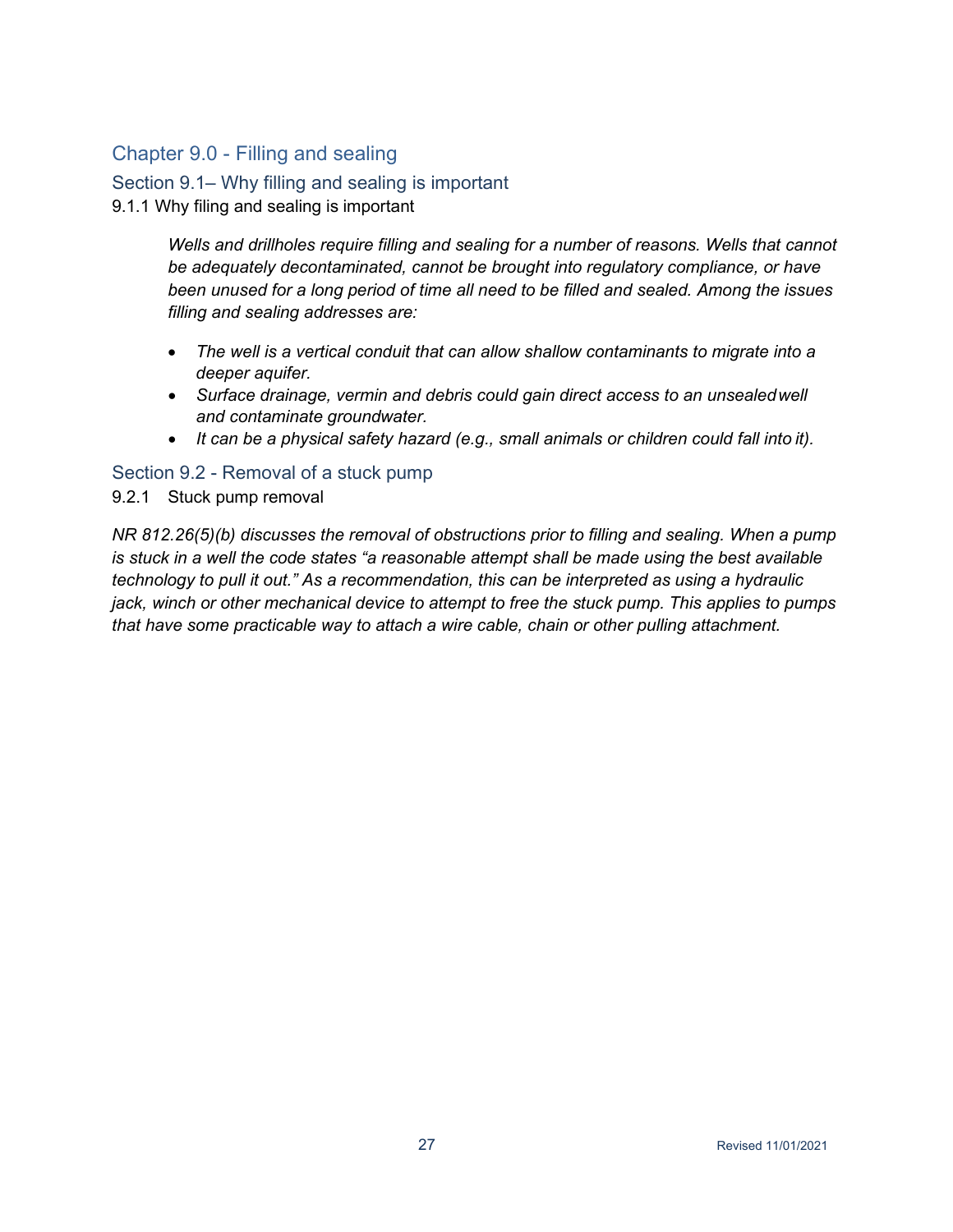# Chapter 9.0 - Filling and sealing

## Section 9.1– Why filling and sealing is important

9.1.1 Why filing and sealing is important

> *Wells and drillholes require filling and sealing for a number of reasons. Wells that cannot be adequately decontaminated, cannot be brought into regulatory compliance, or have been unused for a long period of time all need to be filled and sealed. Among the issues filling and sealing addresses are:*
>
> - *The well is a vertical conduit that can allow shallow contaminants to migrate into a deeper aquifer.*
> - *Surface drainage, vermin and debris could gain direct access to an unsealed well and contaminate groundwater.*
> - *It can be a physical safety hazard (e.g., small animals or children could fall into it).*

## Section 9.2 - Removal of a stuck pump

9.2.1 Stuck pump removal

*NR 812.26(5)(b) discusses the removal of obstructions prior to filling and sealing. When a pump is stuck in a well the code states "a reasonable attempt shall be made using the best available technology to pull it out." As a recommendation, this can be interpreted as using a hydraulic jack, winch or other mechanical device to attempt to free the stuck pump. This applies to pumps that have some practicable way to attach a wire cable, chain or other pulling attachment.*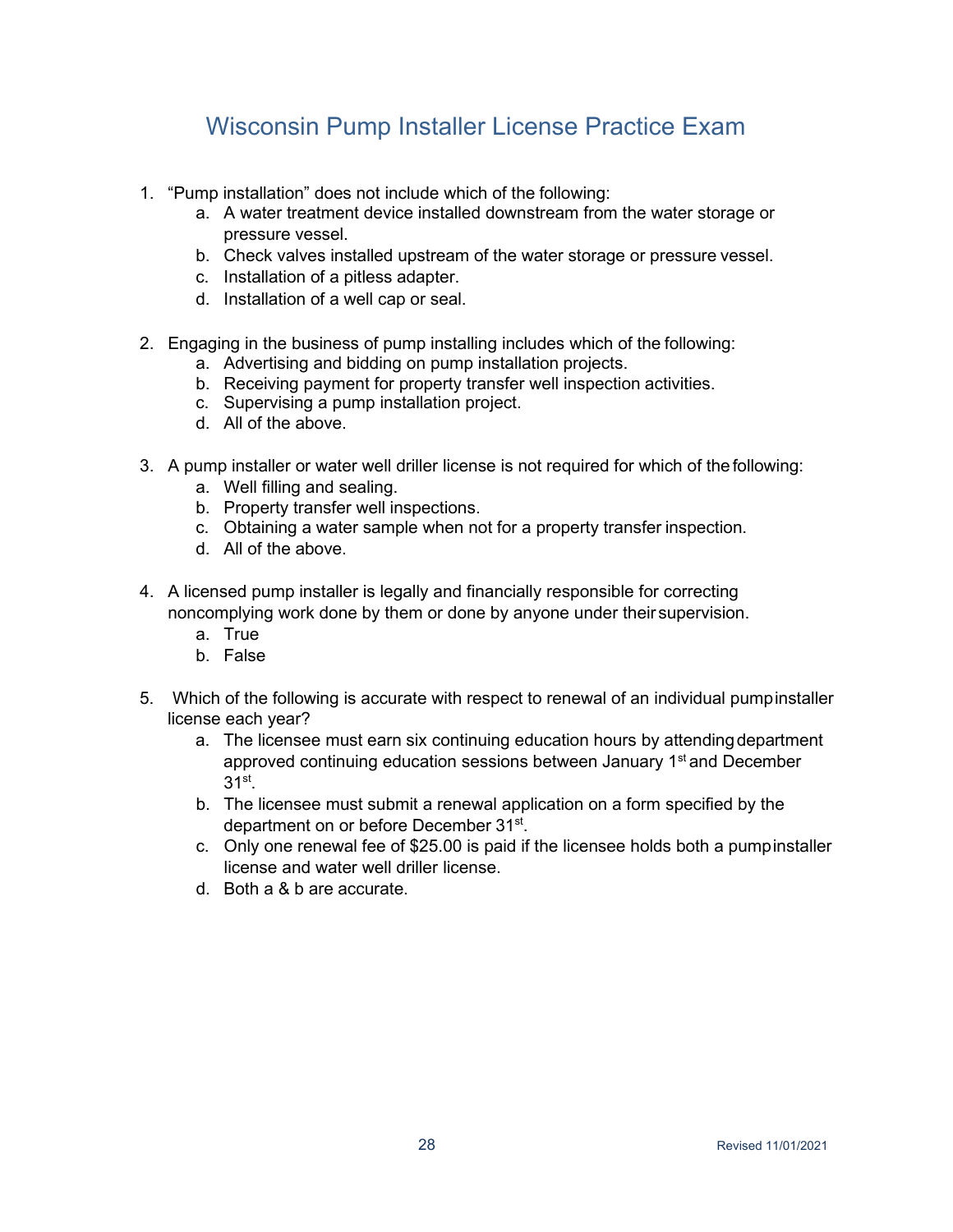# Wisconsin Pump Installer License Practice Exam

1. "Pump installation" does not include which of the following:
    a. A water treatment device installed downstream from the water storage or pressure vessel.
    b. Check valves installed upstream of the water storage or pressure vessel.
    c. Installation of a pitless adapter.
    d. Installation of a well cap or seal.

2. Engaging in the business of pump installing includes which of the following:
    a. Advertising and bidding on pump installation projects.
    b. Receiving payment for property transfer well inspection activities.
    c. Supervising a pump installation project.
    d. All of the above.

3. A pump installer or water well driller license is not required for which of the following:
    a. Well filling and sealing.
    b. Property transfer well inspections.
    c. Obtaining a water sample when not for a property transfer inspection.
    d. All of the above.

4. A licensed pump installer is legally and financially responsible for correcting noncomplying work done by them or done by anyone under their supervision.
    a. True
    b. False

5. Which of the following is accurate with respect to renewal of an individual pump installer license each year?
    a. The licensee must earn six continuing education hours by attending department approved continuing education sessions between January 1st and December 31st.
    b. The licensee must submit a renewal application on a form specified by the department on or before December 31st.
    c. Only one renewal fee of $25.00 is paid if the licensee holds both a pump installer license and water well driller license.
    d. Both a & b are accurate.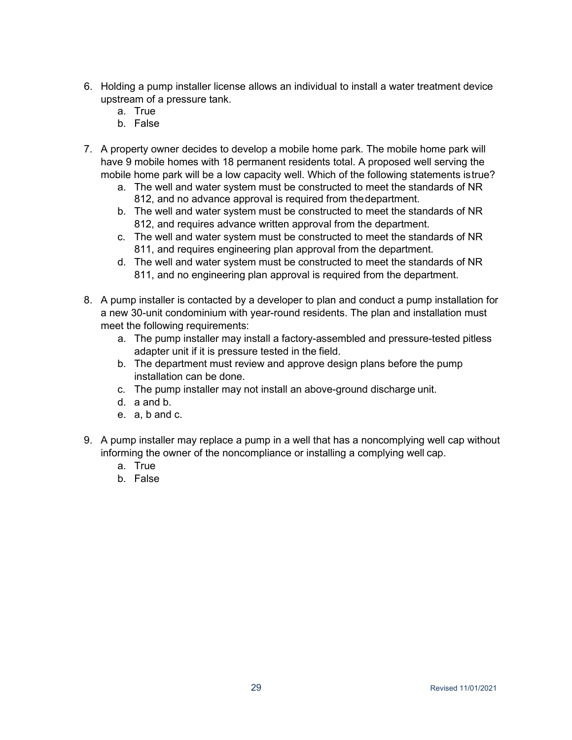6. Holding a pump installer license allows an individual to install a water treatment device upstream of a pressure tank.
   a. True
   b. False

7. A property owner decides to develop a mobile home park. The mobile home park will have 9 mobile homes with 18 permanent residents total. A proposed well serving the mobile home park will be a low capacity well. Which of the following statements is true?
   a. The well and water system must be constructed to meet the standards of NR 812, and no advance approval is required from the department.
   b. The well and water system must be constructed to meet the standards of NR 812, and requires advance written approval from the department.
   c. The well and water system must be constructed to meet the standards of NR 811, and requires engineering plan approval from the department.
   d. The well and water system must be constructed to meet the standards of NR 811, and no engineering plan approval is required from the department.

8. A pump installer is contacted by a developer to plan and conduct a pump installation for a new 30-unit condominium with year-round residents. The plan and installation must meet the following requirements:
   a. The pump installer may install a factory-assembled and pressure-tested pitless adapter unit if it is pressure tested in the field.
   b. The department must review and approve design plans before the pump installation can be done.
   c. The pump installer may not install an above-ground discharge unit.
   d. a and b.
   e. a, b and c.

9. A pump installer may replace a pump in a well that has a noncomplying well cap without informing the owner of the noncompliance or installing a complying well cap.
   a. True
   b. False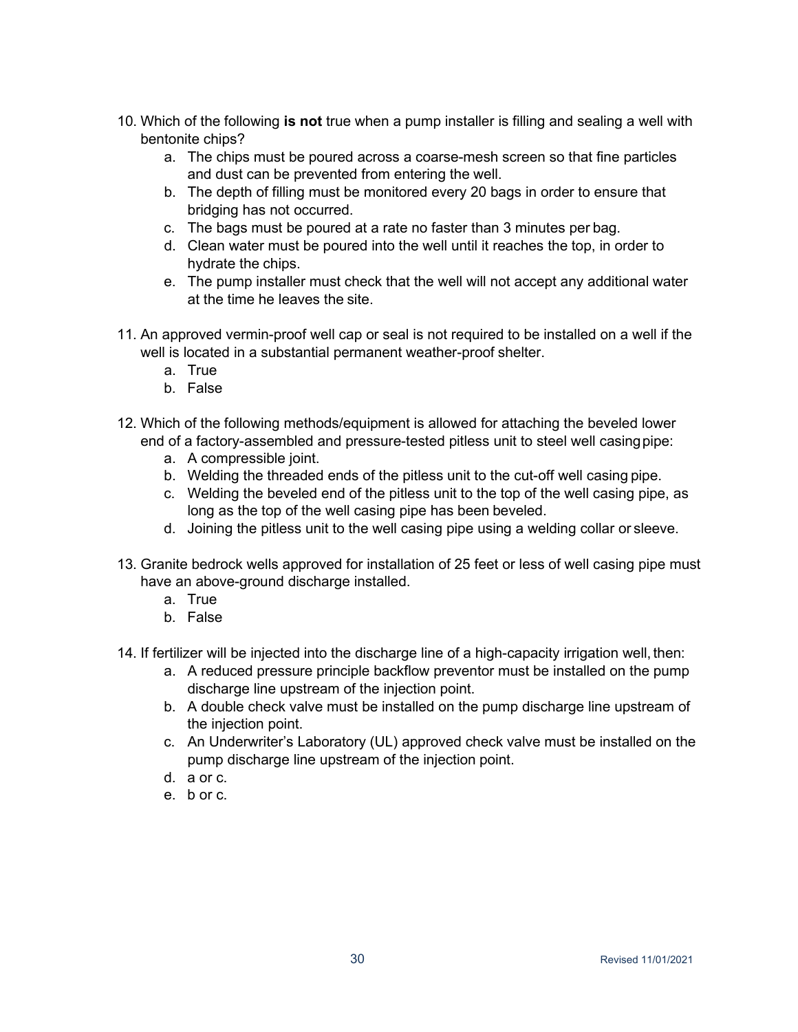10. Which of the following **is not** true when a pump installer is filling and sealing a well with bentonite chips?
    a. The chips must be poured across a coarse-mesh screen so that fine particles and dust can be prevented from entering the well.
    b. The depth of filling must be monitored every 20 bags in order to ensure that bridging has not occurred.
    c. The bags must be poured at a rate no faster than 3 minutes per bag.
    d. Clean water must be poured into the well until it reaches the top, in order to hydrate the chips.
    e. The pump installer must check that the well will not accept any additional water at the time he leaves the site.

11. An approved vermin-proof well cap or seal is not required to be installed on a well if the well is located in a substantial permanent weather-proof shelter.
    a. True
    b. False

12. Which of the following methods/equipment is allowed for attaching the beveled lower end of a factory-assembled and pressure-tested pitless unit to steel well casing pipe:
    a. A compressible joint.
    b. Welding the threaded ends of the pitless unit to the cut-off well casing pipe.
    c. Welding the beveled end of the pitless unit to the top of the well casing pipe, as long as the top of the well casing pipe has been beveled.
    d. Joining the pitless unit to the well casing pipe using a welding collar or sleeve.

13. Granite bedrock wells approved for installation of 25 feet or less of well casing pipe must have an above-ground discharge installed.
    a. True
    b. False

14. If fertilizer will be injected into the discharge line of a high-capacity irrigation well, then:
    a. A reduced pressure principle backflow preventor must be installed on the pump discharge line upstream of the injection point.
    b. A double check valve must be installed on the pump discharge line upstream of the injection point.
    c. An Underwriter's Laboratory (UL) approved check valve must be installed on the pump discharge line upstream of the injection point.
    d. a or c.
    e. b or c.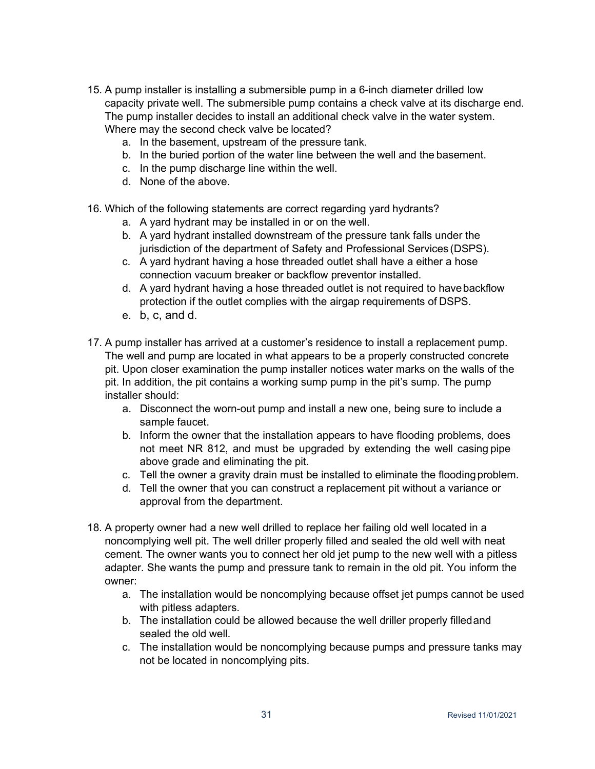15. A pump installer is installing a submersible pump in a 6-inch diameter drilled low capacity private well. The submersible pump contains a check valve at its discharge end. The pump installer decides to install an additional check valve in the water system. Where may the second check valve be located?
    a. In the basement, upstream of the pressure tank.
    b. In the buried portion of the water line between the well and the basement.
    c. In the pump discharge line within the well.
    d. None of the above.

16. Which of the following statements are correct regarding yard hydrants?
    a. A yard hydrant may be installed in or on the well.
    b. A yard hydrant installed downstream of the pressure tank falls under the jurisdiction of the department of Safety and Professional Services (DSPS).
    c. A yard hydrant having a hose threaded outlet shall have a either a hose connection vacuum breaker or backflow preventor installed.
    d. A yard hydrant having a hose threaded outlet is not required to have backflow protection if the outlet complies with the airgap requirements of DSPS.
    e. b, c, and d.

17. A pump installer has arrived at a customer's residence to install a replacement pump. The well and pump are located in what appears to be a properly constructed concrete pit. Upon closer examination the pump installer notices water marks on the walls of the pit. In addition, the pit contains a working sump pump in the pit's sump. The pump installer should:
    a. Disconnect the worn-out pump and install a new one, being sure to include a sample faucet.
    b. Inform the owner that the installation appears to have flooding problems, does not meet NR 812, and must be upgraded by extending the well casing pipe above grade and eliminating the pit.
    c. Tell the owner a gravity drain must be installed to eliminate the flooding problem.
    d. Tell the owner that you can construct a replacement pit without a variance or approval from the department.

18. A property owner had a new well drilled to replace her failing old well located in a noncomplying well pit. The well driller properly filled and sealed the old well with neat cement. The owner wants you to connect her old jet pump to the new well with a pitless adapter. She wants the pump and pressure tank to remain in the old pit. You inform the owner:
    a. The installation would be noncomplying because offset jet pumps cannot be used with pitless adapters.
    b. The installation could be allowed because the well driller properly filled and sealed the old well.
    c. The installation would be noncomplying because pumps and pressure tanks may not be located in noncomplying pits.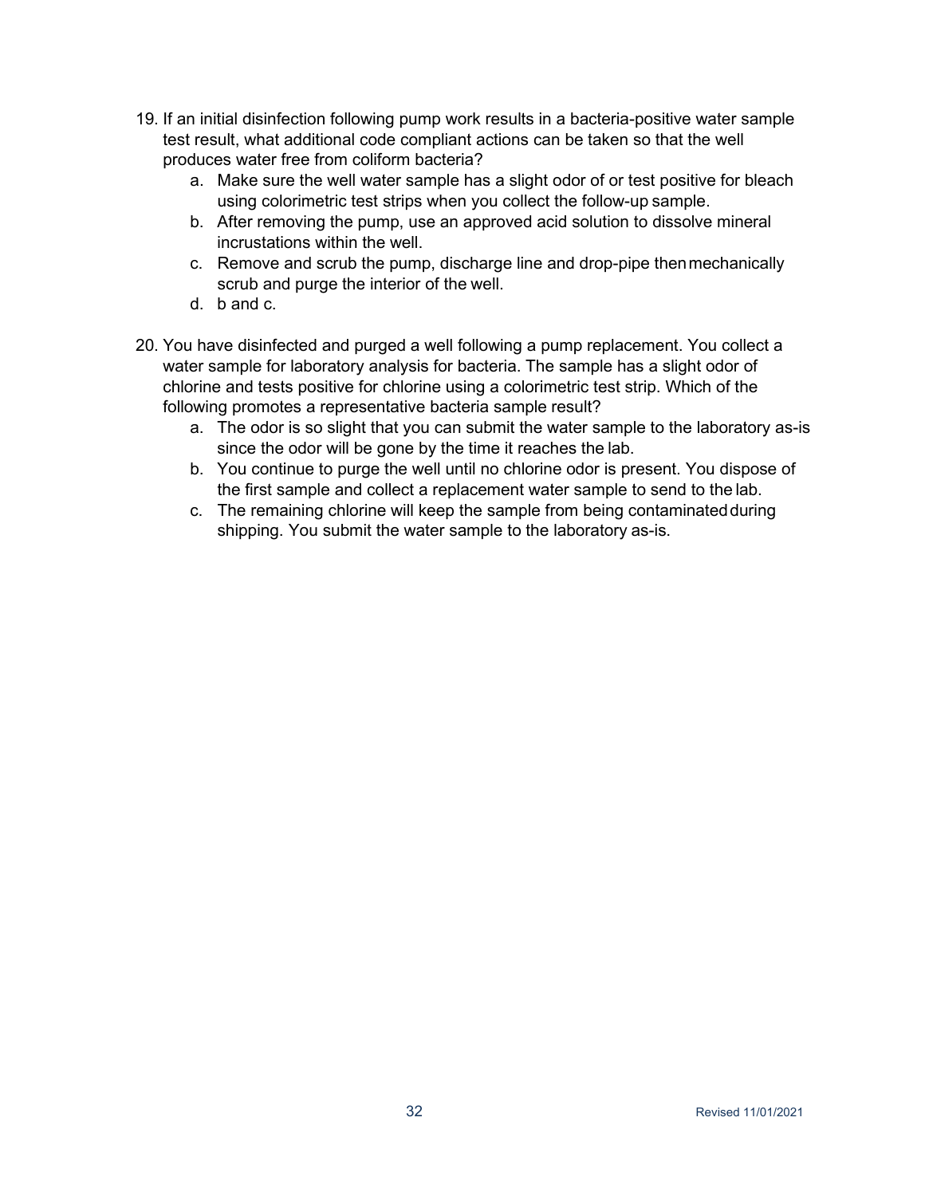19. If an initial disinfection following pump work results in a bacteria-positive water sample test result, what additional code compliant actions can be taken so that the well produces water free from coliform bacteria?
    a. Make sure the well water sample has a slight odor of or test positive for bleach using colorimetric test strips when you collect the follow-up sample.
    b. After removing the pump, use an approved acid solution to dissolve mineral incrustations within the well.
    c. Remove and scrub the pump, discharge line and drop-pipe then mechanically scrub and purge the interior of the well.
    d. b and c.

20. You have disinfected and purged a well following a pump replacement. You collect a water sample for laboratory analysis for bacteria. The sample has a slight odor of chlorine and tests positive for chlorine using a colorimetric test strip. Which of the following promotes a representative bacteria sample result?
    a. The odor is so slight that you can submit the water sample to the laboratory as-is since the odor will be gone by the time it reaches the lab.
    b. You continue to purge the well until no chlorine odor is present. You dispose of the first sample and collect a replacement water sample to send to the lab.
    c. The remaining chlorine will keep the sample from being contaminated during shipping. You submit the water sample to the laboratory as-is.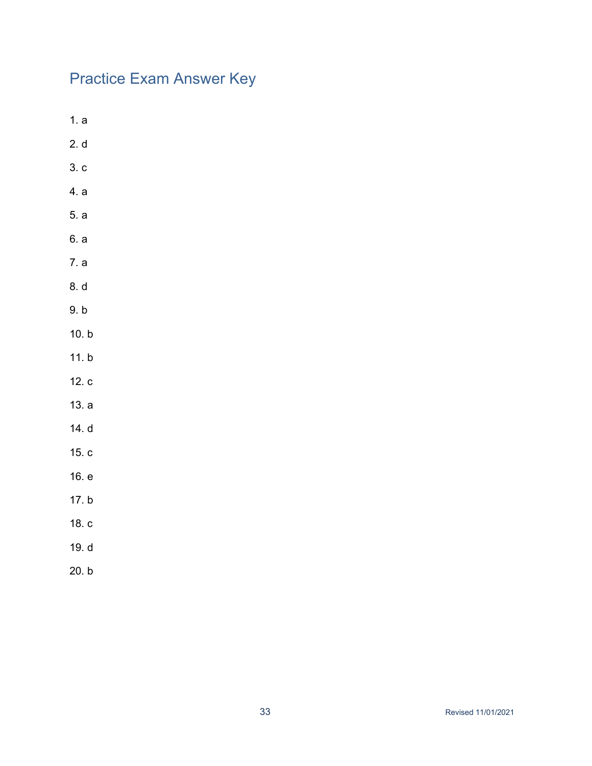## Practice Exam Answer Key

1. a
2. d
3. c
4. a
5. a
6. a
7. a
8. d
9. b
10. b
11. b
12. c
13. a
14. d
15. c
16. e
17. b
18. c
19. d
20. b